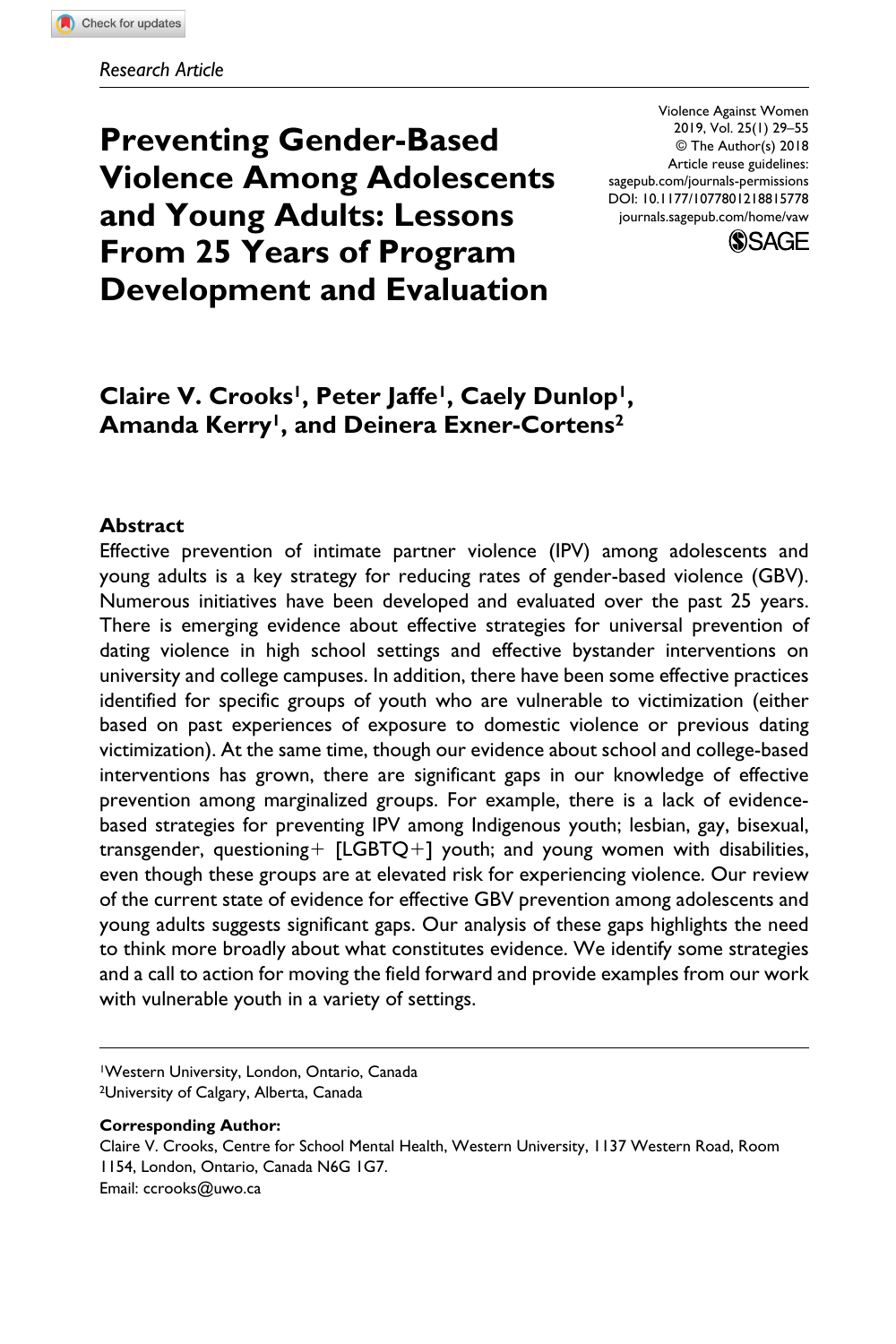*Research Article*

# Preventing Gender-Based Violence Among Adolescents and Young Adults: Lessons From 25 Years of Program Development and Evaluation

Violence Against Women
2019, Vol. 25(1) 29–55
© The Author(s) 2018
Article reuse guidelines:
sagepub.com/journals-permissions
DOI: 10.1177/1077801218815778
journals.sagepub.com/home/vaw

**Claire V. Crooks[1], Peter Jaffe[1], Caely Dunlop[1], Amanda Kerry[1], and Deinera Exner-Cortens[2]**

## Abstract

Effective prevention of intimate partner violence (IPV) among adolescents and young adults is a key strategy for reducing rates of gender-based violence (GBV). Numerous initiatives have been developed and evaluated over the past 25 years. There is emerging evidence about effective strategies for universal prevention of dating violence in high school settings and effective bystander interventions on university and college campuses. In addition, there have been some effective practices identified for specific groups of youth who are vulnerable to victimization (either based on past experiences of exposure to domestic violence or previous dating victimization). At the same time, though our evidence about school and college-based interventions has grown, there are significant gaps in our knowledge of effective prevention among marginalized groups. For example, there is a lack of evidence-based strategies for preventing IPV among Indigenous youth; lesbian, gay, bisexual, transgender, questioning+ [LGBTQ+] youth; and young women with disabilities, even though these groups are at elevated risk for experiencing violence. Our review of the current state of evidence for effective GBV prevention among adolescents and young adults suggests significant gaps. Our analysis of these gaps highlights the need to think more broadly about what constitutes evidence. We identify some strategies and a call to action for moving the field forward and provide examples from our work with vulnerable youth in a variety of settings.

[1]Western University, London, Ontario, Canada
[2]University of Calgary, Alberta, Canada

**Corresponding Author:**
Claire V. Crooks, Centre for School Mental Health, Western University, 1137 Western Road, Room 1154, London, Ontario, Canada N6G 1G7.
Email: ccrooks@uwo.ca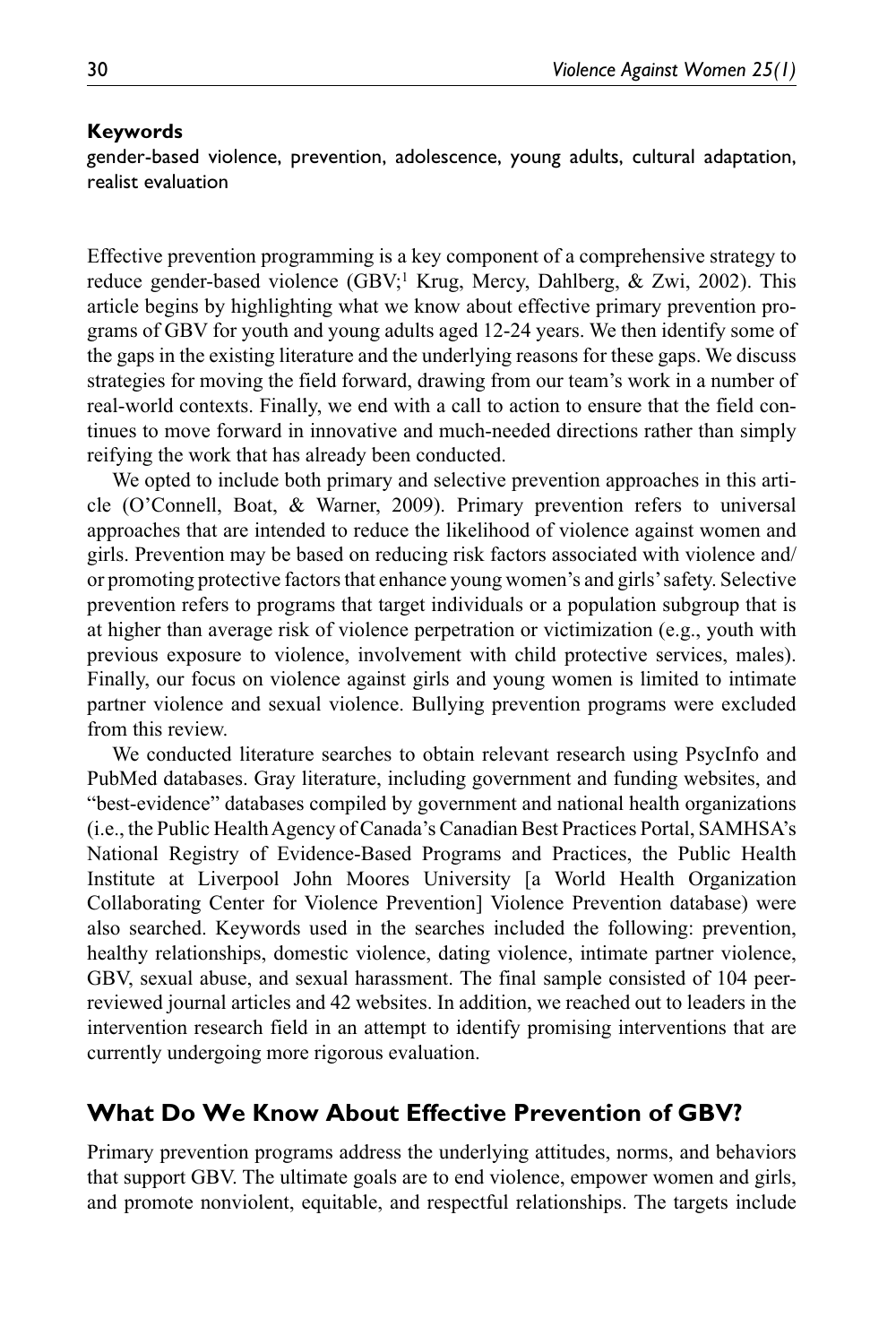**Keywords**

gender-based violence, prevention, adolescence, young adults, cultural adaptation, realist evaluation

Effective prevention programming is a key component of a comprehensive strategy to reduce gender-based violence (GBV;[1] Krug, Mercy, Dahlberg, & Zwi, 2002). This article begins by highlighting what we know about effective primary prevention programs of GBV for youth and young adults aged 12-24 years. We then identify some of the gaps in the existing literature and the underlying reasons for these gaps. We discuss strategies for moving the field forward, drawing from our team's work in a number of real-world contexts. Finally, we end with a call to action to ensure that the field continues to move forward in innovative and much-needed directions rather than simply reifying the work that has already been conducted.

We opted to include both primary and selective prevention approaches in this article (O'Connell, Boat, & Warner, 2009). Primary prevention refers to universal approaches that are intended to reduce the likelihood of violence against women and girls. Prevention may be based on reducing risk factors associated with violence and/or promoting protective factors that enhance young women's and girls' safety. Selective prevention refers to programs that target individuals or a population subgroup that is at higher than average risk of violence perpetration or victimization (e.g., youth with previous exposure to violence, involvement with child protective services, males). Finally, our focus on violence against girls and young women is limited to intimate partner violence and sexual violence. Bullying prevention programs were excluded from this review.

We conducted literature searches to obtain relevant research using PsycInfo and PubMed databases. Gray literature, including government and funding websites, and "best-evidence" databases compiled by government and national health organizations (i.e., the Public Health Agency of Canada's Canadian Best Practices Portal, SAMHSA's National Registry of Evidence-Based Programs and Practices, the Public Health Institute at Liverpool John Moores University [a World Health Organization Collaborating Center for Violence Prevention] Violence Prevention database) were also searched. Keywords used in the searches included the following: prevention, healthy relationships, domestic violence, dating violence, intimate partner violence, GBV, sexual abuse, and sexual harassment. The final sample consisted of 104 peer-reviewed journal articles and 42 websites. In addition, we reached out to leaders in the intervention research field in an attempt to identify promising interventions that are currently undergoing more rigorous evaluation.

## What Do We Know About Effective Prevention of GBV?

Primary prevention programs address the underlying attitudes, norms, and behaviors that support GBV. The ultimate goals are to end violence, empower women and girls, and promote nonviolent, equitable, and respectful relationships. The targets include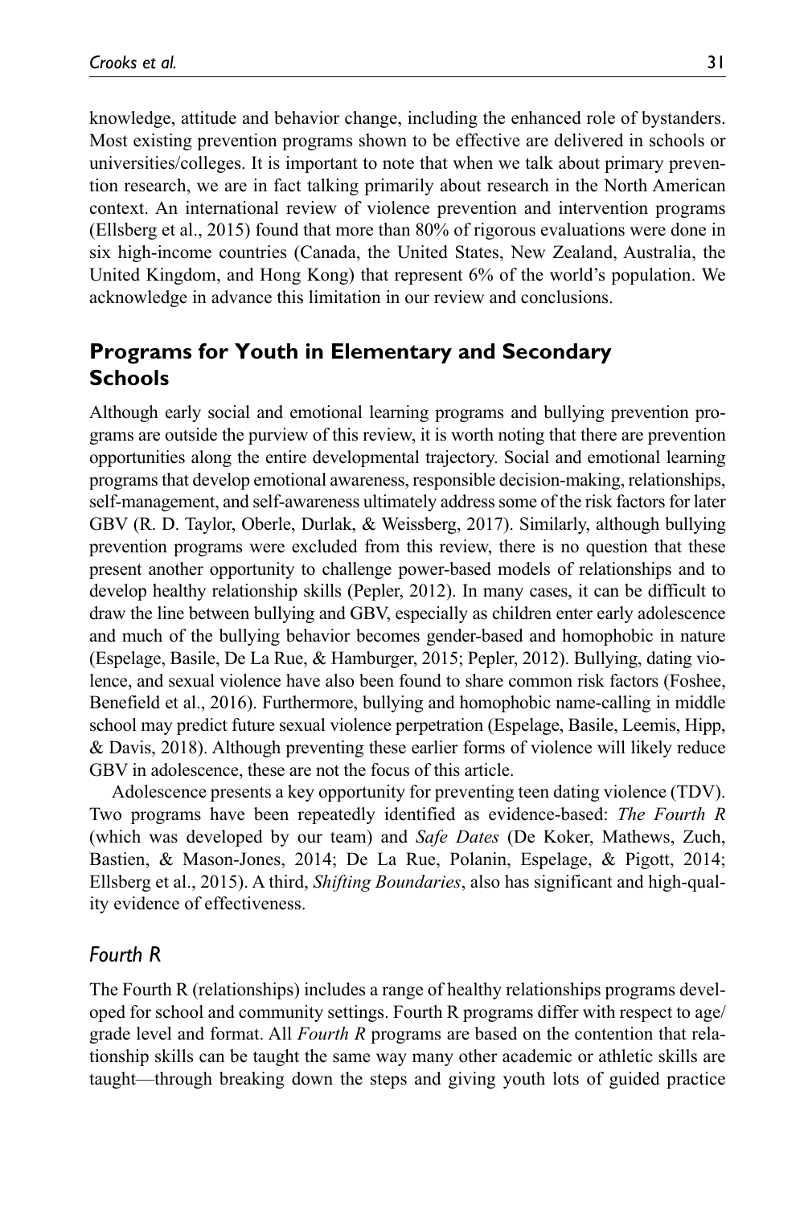knowledge, attitude and behavior change, including the enhanced role of bystanders. Most existing prevention programs shown to be effective are delivered in schools or universities/colleges. It is important to note that when we talk about primary prevention research, we are in fact talking primarily about research in the North American context. An international review of violence prevention and intervention programs (Ellsberg et al., 2015) found that more than 80% of rigorous evaluations were done in six high-income countries (Canada, the United States, New Zealand, Australia, the United Kingdom, and Hong Kong) that represent 6% of the world's population. We acknowledge in advance this limitation in our review and conclusions.

## Programs for Youth in Elementary and Secondary Schools

Although early social and emotional learning programs and bullying prevention programs are outside the purview of this review, it is worth noting that there are prevention opportunities along the entire developmental trajectory. Social and emotional learning programs that develop emotional awareness, responsible decision-making, relationships, self-management, and self-awareness ultimately address some of the risk factors for later GBV (R. D. Taylor, Oberle, Durlak, & Weissberg, 2017). Similarly, although bullying prevention programs were excluded from this review, there is no question that these present another opportunity to challenge power-based models of relationships and to develop healthy relationship skills (Pepler, 2012). In many cases, it can be difficult to draw the line between bullying and GBV, especially as children enter early adolescence and much of the bullying behavior becomes gender-based and homophobic in nature (Espelage, Basile, De La Rue, & Hamburger, 2015; Pepler, 2012). Bullying, dating violence, and sexual violence have also been found to share common risk factors (Foshee, Benefield et al., 2016). Furthermore, bullying and homophobic name-calling in middle school may predict future sexual violence perpetration (Espelage, Basile, Leemis, Hipp, & Davis, 2018). Although preventing these earlier forms of violence will likely reduce GBV in adolescence, these are not the focus of this article.

Adolescence presents a key opportunity for preventing teen dating violence (TDV). Two programs have been repeatedly identified as evidence-based: *The Fourth R* (which was developed by our team) and *Safe Dates* (De Koker, Mathews, Zuch, Bastien, & Mason-Jones, 2014; De La Rue, Polanin, Espelage, & Pigott, 2014; Ellsberg et al., 2015). A third, *Shifting Boundaries*, also has significant and high-quality evidence of effectiveness.

### Fourth R

The Fourth R (relationships) includes a range of healthy relationships programs developed for school and community settings. Fourth R programs differ with respect to age/grade level and format. All *Fourth R* programs are based on the contention that relationship skills can be taught the same way many other academic or athletic skills are taught—through breaking down the steps and giving youth lots of guided practice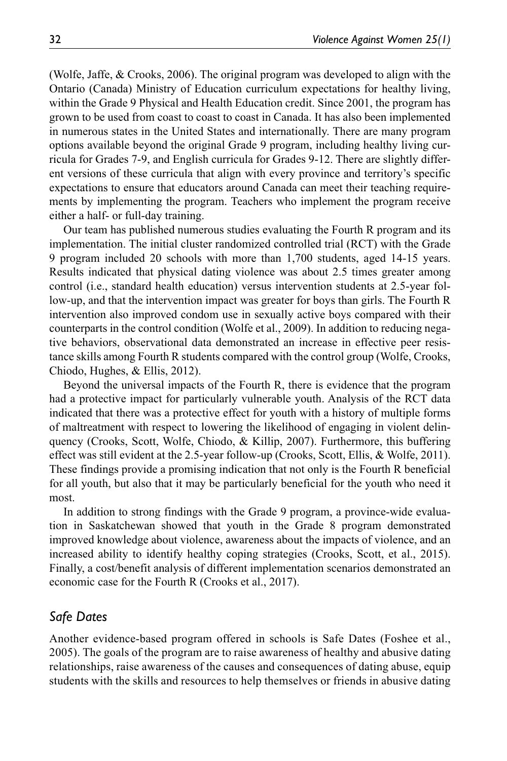(Wolfe, Jaffe, & Crooks, 2006). The original program was developed to align with the Ontario (Canada) Ministry of Education curriculum expectations for healthy living, within the Grade 9 Physical and Health Education credit. Since 2001, the program has grown to be used from coast to coast to coast in Canada. It has also been implemented in numerous states in the United States and internationally. There are many program options available beyond the original Grade 9 program, including healthy living curricula for Grades 7-9, and English curricula for Grades 9-12. There are slightly different versions of these curricula that align with every province and territory's specific expectations to ensure that educators around Canada can meet their teaching requirements by implementing the program. Teachers who implement the program receive either a half- or full-day training.

Our team has published numerous studies evaluating the Fourth R program and its implementation. The initial cluster randomized controlled trial (RCT) with the Grade 9 program included 20 schools with more than 1,700 students, aged 14-15 years. Results indicated that physical dating violence was about 2.5 times greater among control (i.e., standard health education) versus intervention students at 2.5-year follow-up, and that the intervention impact was greater for boys than girls. The Fourth R intervention also improved condom use in sexually active boys compared with their counterparts in the control condition (Wolfe et al., 2009). In addition to reducing negative behaviors, observational data demonstrated an increase in effective peer resistance skills among Fourth R students compared with the control group (Wolfe, Crooks, Chiodo, Hughes, & Ellis, 2012).

Beyond the universal impacts of the Fourth R, there is evidence that the program had a protective impact for particularly vulnerable youth. Analysis of the RCT data indicated that there was a protective effect for youth with a history of multiple forms of maltreatment with respect to lowering the likelihood of engaging in violent delinquency (Crooks, Scott, Wolfe, Chiodo, & Killip, 2007). Furthermore, this buffering effect was still evident at the 2.5-year follow-up (Crooks, Scott, Ellis, & Wolfe, 2011). These findings provide a promising indication that not only is the Fourth R beneficial for all youth, but also that it may be particularly beneficial for the youth who need it most.

In addition to strong findings with the Grade 9 program, a province-wide evaluation in Saskatchewan showed that youth in the Grade 8 program demonstrated improved knowledge about violence, awareness about the impacts of violence, and an increased ability to identify healthy coping strategies (Crooks, Scott, et al., 2015). Finally, a cost/benefit analysis of different implementation scenarios demonstrated an economic case for the Fourth R (Crooks et al., 2017).

### *Safe Dates*

Another evidence-based program offered in schools is Safe Dates (Foshee et al., 2005). The goals of the program are to raise awareness of healthy and abusive dating relationships, raise awareness of the causes and consequences of dating abuse, equip students with the skills and resources to help themselves or friends in abusive dating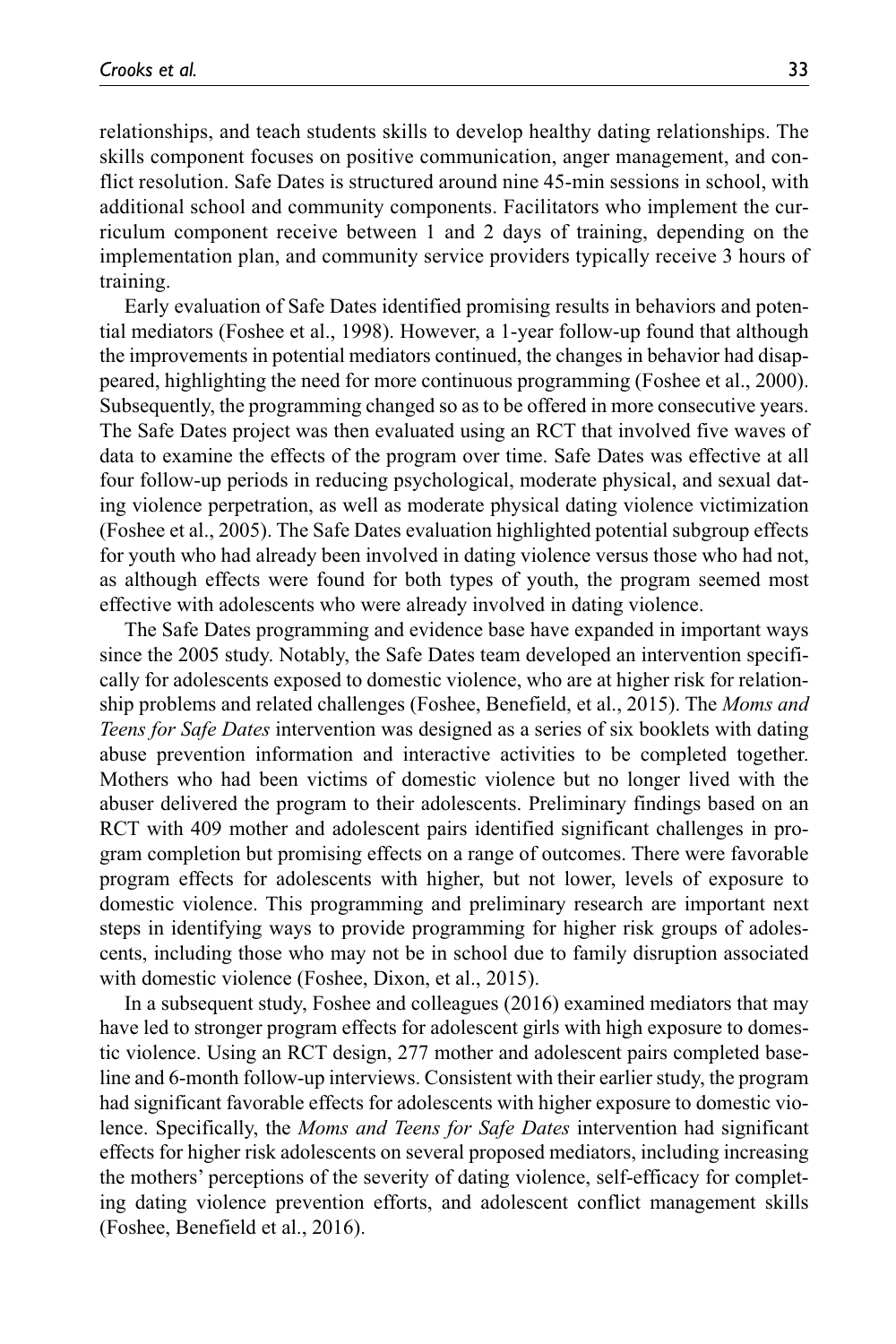relationships, and teach students skills to develop healthy dating relationships. The skills component focuses on positive communication, anger management, and conflict resolution. Safe Dates is structured around nine 45-min sessions in school, with additional school and community components. Facilitators who implement the curriculum component receive between 1 and 2 days of training, depending on the implementation plan, and community service providers typically receive 3 hours of training.

Early evaluation of Safe Dates identified promising results in behaviors and potential mediators (Foshee et al., 1998). However, a 1-year follow-up found that although the improvements in potential mediators continued, the changes in behavior had disappeared, highlighting the need for more continuous programming (Foshee et al., 2000). Subsequently, the programming changed so as to be offered in more consecutive years. The Safe Dates project was then evaluated using an RCT that involved five waves of data to examine the effects of the program over time. Safe Dates was effective at all four follow-up periods in reducing psychological, moderate physical, and sexual dating violence perpetration, as well as moderate physical dating violence victimization (Foshee et al., 2005). The Safe Dates evaluation highlighted potential subgroup effects for youth who had already been involved in dating violence versus those who had not, as although effects were found for both types of youth, the program seemed most effective with adolescents who were already involved in dating violence.

The Safe Dates programming and evidence base have expanded in important ways since the 2005 study. Notably, the Safe Dates team developed an intervention specifically for adolescents exposed to domestic violence, who are at higher risk for relationship problems and related challenges (Foshee, Benefield, et al., 2015). The *Moms and Teens for Safe Dates* intervention was designed as a series of six booklets with dating abuse prevention information and interactive activities to be completed together. Mothers who had been victims of domestic violence but no longer lived with the abuser delivered the program to their adolescents. Preliminary findings based on an RCT with 409 mother and adolescent pairs identified significant challenges in program completion but promising effects on a range of outcomes. There were favorable program effects for adolescents with higher, but not lower, levels of exposure to domestic violence. This programming and preliminary research are important next steps in identifying ways to provide programming for higher risk groups of adolescents, including those who may not be in school due to family disruption associated with domestic violence (Foshee, Dixon, et al., 2015).

In a subsequent study, Foshee and colleagues (2016) examined mediators that may have led to stronger program effects for adolescent girls with high exposure to domestic violence. Using an RCT design, 277 mother and adolescent pairs completed baseline and 6-month follow-up interviews. Consistent with their earlier study, the program had significant favorable effects for adolescents with higher exposure to domestic violence. Specifically, the *Moms and Teens for Safe Dates* intervention had significant effects for higher risk adolescents on several proposed mediators, including increasing the mothers' perceptions of the severity of dating violence, self-efficacy for completing dating violence prevention efforts, and adolescent conflict management skills (Foshee, Benefield et al., 2016).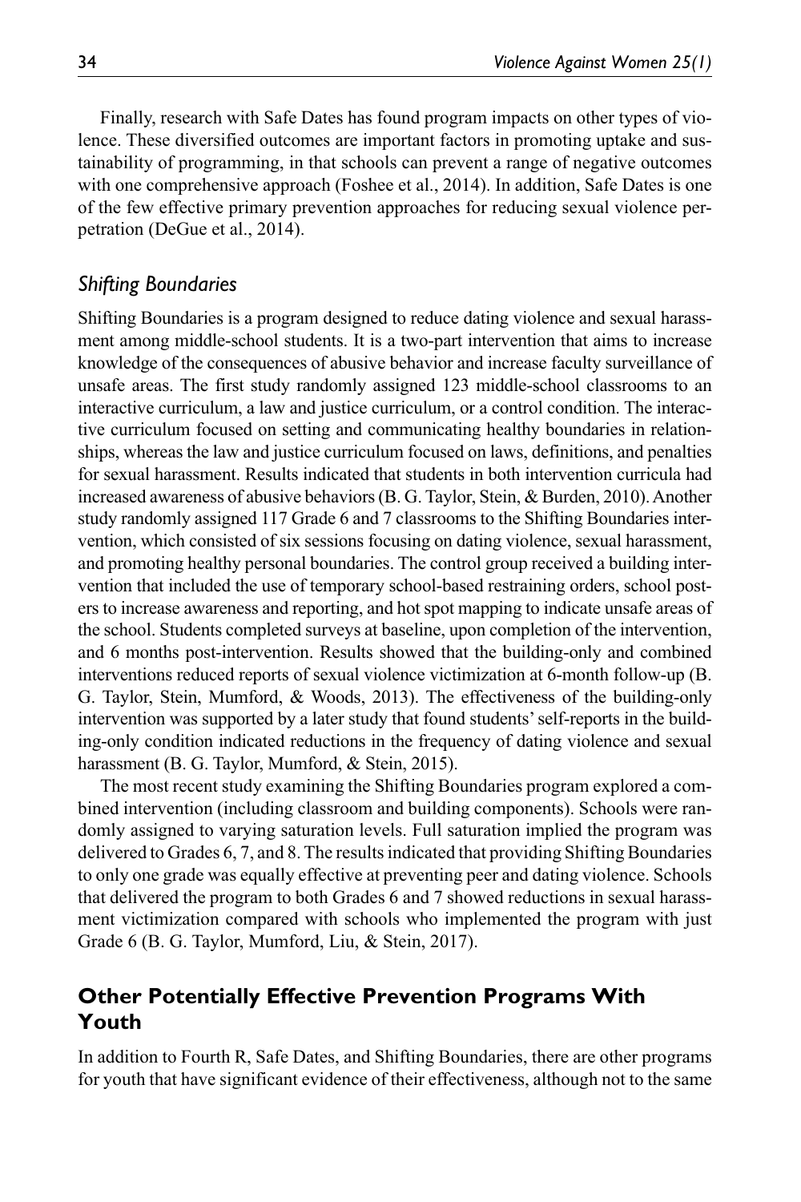Finally, research with Safe Dates has found program impacts on other types of violence. These diversified outcomes are important factors in promoting uptake and sustainability of programming, in that schools can prevent a range of negative outcomes with one comprehensive approach (Foshee et al., 2014). In addition, Safe Dates is one of the few effective primary prevention approaches for reducing sexual violence perpetration (DeGue et al., 2014).

### *Shifting Boundaries*

Shifting Boundaries is a program designed to reduce dating violence and sexual harassment among middle-school students. It is a two-part intervention that aims to increase knowledge of the consequences of abusive behavior and increase faculty surveillance of unsafe areas. The first study randomly assigned 123 middle-school classrooms to an interactive curriculum, a law and justice curriculum, or a control condition. The interactive curriculum focused on setting and communicating healthy boundaries in relationships, whereas the law and justice curriculum focused on laws, definitions, and penalties for sexual harassment. Results indicated that students in both intervention curricula had increased awareness of abusive behaviors (B. G. Taylor, Stein, & Burden, 2010). Another study randomly assigned 117 Grade 6 and 7 classrooms to the Shifting Boundaries intervention, which consisted of six sessions focusing on dating violence, sexual harassment, and promoting healthy personal boundaries. The control group received a building intervention that included the use of temporary school-based restraining orders, school posters to increase awareness and reporting, and hot spot mapping to indicate unsafe areas of the school. Students completed surveys at baseline, upon completion of the intervention, and 6 months post-intervention. Results showed that the building-only and combined interventions reduced reports of sexual violence victimization at 6-month follow-up (B. G. Taylor, Stein, Mumford, & Woods, 2013). The effectiveness of the building-only intervention was supported by a later study that found students' self-reports in the building-only condition indicated reductions in the frequency of dating violence and sexual harassment (B. G. Taylor, Mumford, & Stein, 2015).

The most recent study examining the Shifting Boundaries program explored a combined intervention (including classroom and building components). Schools were randomly assigned to varying saturation levels. Full saturation implied the program was delivered to Grades 6, 7, and 8. The results indicated that providing Shifting Boundaries to only one grade was equally effective at preventing peer and dating violence. Schools that delivered the program to both Grades 6 and 7 showed reductions in sexual harassment victimization compared with schools who implemented the program with just Grade 6 (B. G. Taylor, Mumford, Liu, & Stein, 2017).

## Other Potentially Effective Prevention Programs With Youth

In addition to Fourth R, Safe Dates, and Shifting Boundaries, there are other programs for youth that have significant evidence of their effectiveness, although not to the same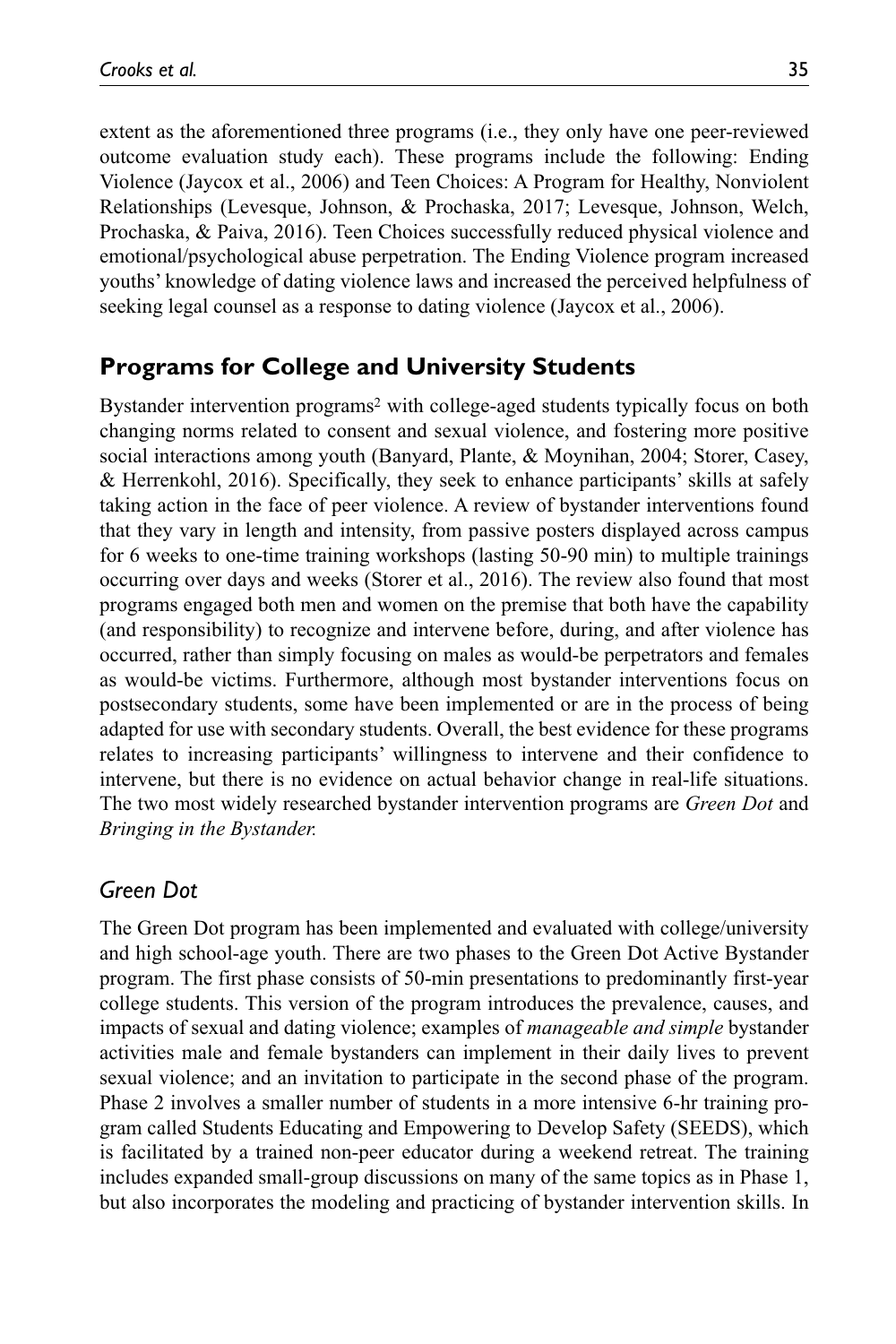extent as the aforementioned three programs (i.e., they only have one peer-reviewed outcome evaluation study each). These programs include the following: Ending Violence (Jaycox et al., 2006) and Teen Choices: A Program for Healthy, Nonviolent Relationships (Levesque, Johnson, & Prochaska, 2017; Levesque, Johnson, Welch, Prochaska, & Paiva, 2016). Teen Choices successfully reduced physical violence and emotional/psychological abuse perpetration. The Ending Violence program increased youths' knowledge of dating violence laws and increased the perceived helpfulness of seeking legal counsel as a response to dating violence (Jaycox et al., 2006).

## Programs for College and University Students

Bystander intervention programs[2] with college-aged students typically focus on both changing norms related to consent and sexual violence, and fostering more positive social interactions among youth (Banyard, Plante, & Moynihan, 2004; Storer, Casey, & Herrenkohl, 2016). Specifically, they seek to enhance participants' skills at safely taking action in the face of peer violence. A review of bystander interventions found that they vary in length and intensity, from passive posters displayed across campus for 6 weeks to one-time training workshops (lasting 50-90 min) to multiple trainings occurring over days and weeks (Storer et al., 2016). The review also found that most programs engaged both men and women on the premise that both have the capability (and responsibility) to recognize and intervene before, during, and after violence has occurred, rather than simply focusing on males as would-be perpetrators and females as would-be victims. Furthermore, although most bystander interventions focus on postsecondary students, some have been implemented or are in the process of being adapted for use with secondary students. Overall, the best evidence for these programs relates to increasing participants' willingness to intervene and their confidence to intervene, but there is no evidence on actual behavior change in real-life situations. The two most widely researched bystander intervention programs are *Green Dot* and *Bringing in the Bystander.*

### *Green Dot*

The Green Dot program has been implemented and evaluated with college/university and high school-age youth. There are two phases to the Green Dot Active Bystander program. The first phase consists of 50-min presentations to predominantly first-year college students. This version of the program introduces the prevalence, causes, and impacts of sexual and dating violence; examples of *manageable and simple* bystander activities male and female bystanders can implement in their daily lives to prevent sexual violence; and an invitation to participate in the second phase of the program. Phase 2 involves a smaller number of students in a more intensive 6-hr training program called Students Educating and Empowering to Develop Safety (SEEDS), which is facilitated by a trained non-peer educator during a weekend retreat. The training includes expanded small-group discussions on many of the same topics as in Phase 1, but also incorporates the modeling and practicing of bystander intervention skills. In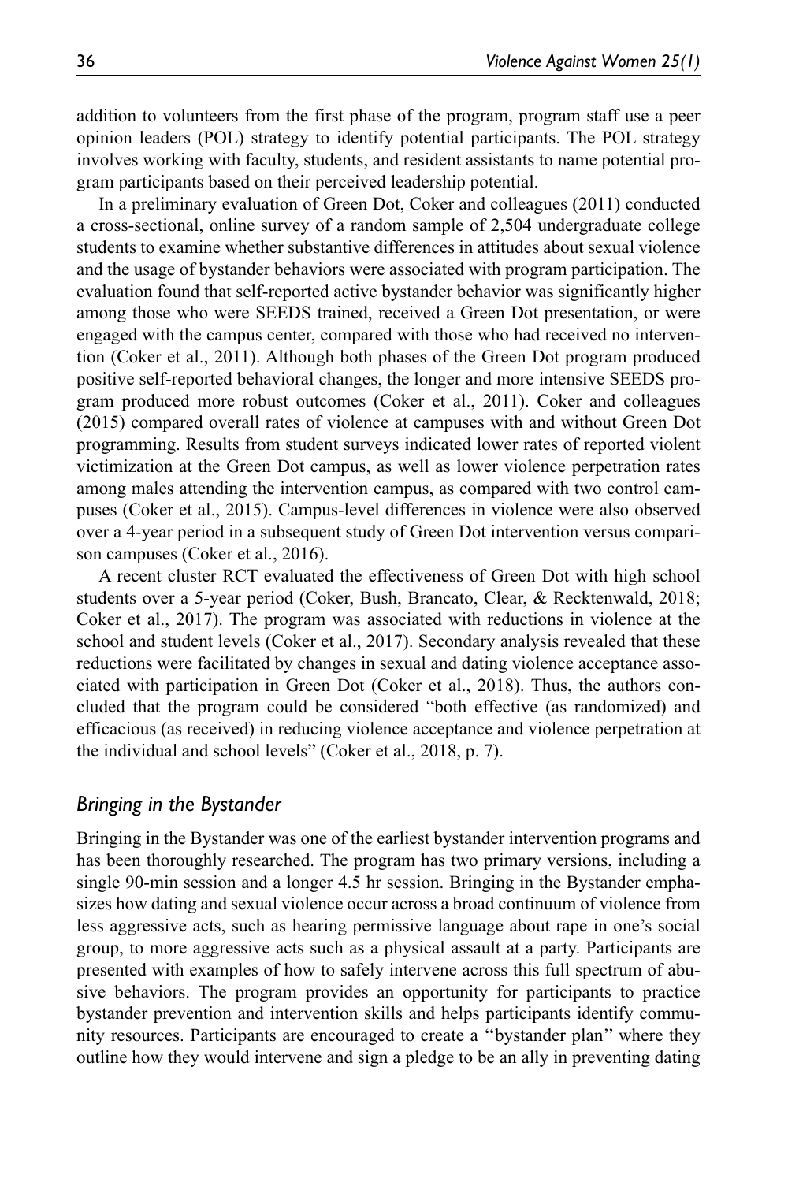addition to volunteers from the first phase of the program, program staff use a peer opinion leaders (POL) strategy to identify potential participants. The POL strategy involves working with faculty, students, and resident assistants to name potential program participants based on their perceived leadership potential.

In a preliminary evaluation of Green Dot, Coker and colleagues (2011) conducted a cross-sectional, online survey of a random sample of 2,504 undergraduate college students to examine whether substantive differences in attitudes about sexual violence and the usage of bystander behaviors were associated with program participation. The evaluation found that self-reported active bystander behavior was significantly higher among those who were SEEDS trained, received a Green Dot presentation, or were engaged with the campus center, compared with those who had received no intervention (Coker et al., 2011). Although both phases of the Green Dot program produced positive self-reported behavioral changes, the longer and more intensive SEEDS program produced more robust outcomes (Coker et al., 2011). Coker and colleagues (2015) compared overall rates of violence at campuses with and without Green Dot programming. Results from student surveys indicated lower rates of reported violent victimization at the Green Dot campus, as well as lower violence perpetration rates among males attending the intervention campus, as compared with two control campuses (Coker et al., 2015). Campus-level differences in violence were also observed over a 4-year period in a subsequent study of Green Dot intervention versus comparison campuses (Coker et al., 2016).

A recent cluster RCT evaluated the effectiveness of Green Dot with high school students over a 5-year period (Coker, Bush, Brancato, Clear, & Recktenwald, 2018; Coker et al., 2017). The program was associated with reductions in violence at the school and student levels (Coker et al., 2017). Secondary analysis revealed that these reductions were facilitated by changes in sexual and dating violence acceptance associated with participation in Green Dot (Coker et al., 2018). Thus, the authors concluded that the program could be considered "both effective (as randomized) and efficacious (as received) in reducing violence acceptance and violence perpetration at the individual and school levels" (Coker et al., 2018, p. 7).

### *Bringing in the Bystander*

Bringing in the Bystander was one of the earliest bystander intervention programs and has been thoroughly researched. The program has two primary versions, including a single 90-min session and a longer 4.5 hr session. Bringing in the Bystander emphasizes how dating and sexual violence occur across a broad continuum of violence from less aggressive acts, such as hearing permissive language about rape in one's social group, to more aggressive acts such as a physical assault at a party. Participants are presented with examples of how to safely intervene across this full spectrum of abusive behaviors. The program provides an opportunity for participants to practice bystander prevention and intervention skills and helps participants identify community resources. Participants are encouraged to create a ''bystander plan'' where they outline how they would intervene and sign a pledge to be an ally in preventing dating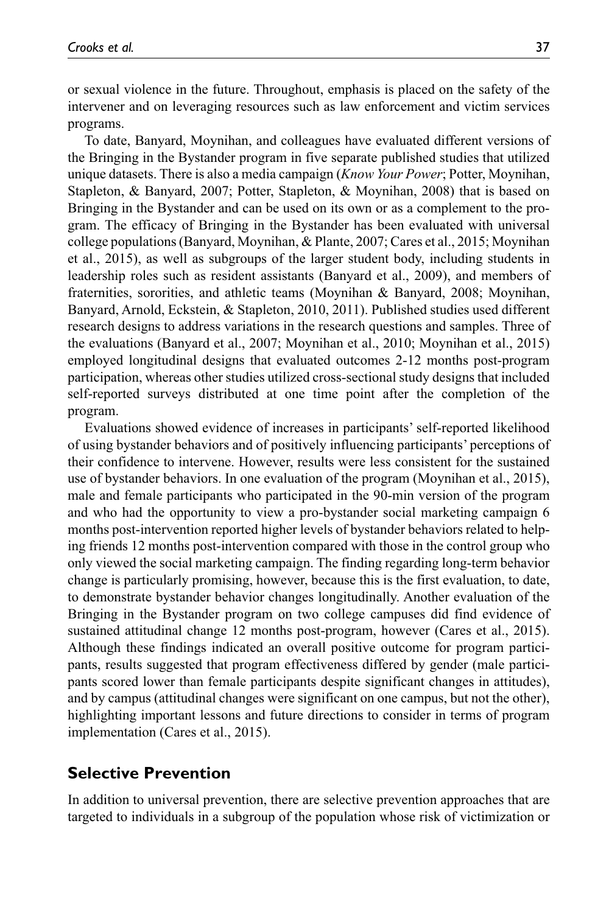or sexual violence in the future. Throughout, emphasis is placed on the safety of the intervener and on leveraging resources such as law enforcement and victim services programs.

To date, Banyard, Moynihan, and colleagues have evaluated different versions of the Bringing in the Bystander program in five separate published studies that utilized unique datasets. There is also a media campaign (*Know Your Power*; Potter, Moynihan, Stapleton, & Banyard, 2007; Potter, Stapleton, & Moynihan, 2008) that is based on Bringing in the Bystander and can be used on its own or as a complement to the program. The efficacy of Bringing in the Bystander has been evaluated with universal college populations (Banyard, Moynihan, & Plante, 2007; Cares et al., 2015; Moynihan et al., 2015), as well as subgroups of the larger student body, including students in leadership roles such as resident assistants (Banyard et al., 2009), and members of fraternities, sororities, and athletic teams (Moynihan & Banyard, 2008; Moynihan, Banyard, Arnold, Eckstein, & Stapleton, 2010, 2011). Published studies used different research designs to address variations in the research questions and samples. Three of the evaluations (Banyard et al., 2007; Moynihan et al., 2010; Moynihan et al., 2015) employed longitudinal designs that evaluated outcomes 2-12 months post-program participation, whereas other studies utilized cross-sectional study designs that included self-reported surveys distributed at one time point after the completion of the program.

Evaluations showed evidence of increases in participants' self-reported likelihood of using bystander behaviors and of positively influencing participants' perceptions of their confidence to intervene. However, results were less consistent for the sustained use of bystander behaviors. In one evaluation of the program (Moynihan et al., 2015), male and female participants who participated in the 90-min version of the program and who had the opportunity to view a pro-bystander social marketing campaign 6 months post-intervention reported higher levels of bystander behaviors related to helping friends 12 months post-intervention compared with those in the control group who only viewed the social marketing campaign. The finding regarding long-term behavior change is particularly promising, however, because this is the first evaluation, to date, to demonstrate bystander behavior changes longitudinally. Another evaluation of the Bringing in the Bystander program on two college campuses did find evidence of sustained attitudinal change 12 months post-program, however (Cares et al., 2015). Although these findings indicated an overall positive outcome for program participants, results suggested that program effectiveness differed by gender (male participants scored lower than female participants despite significant changes in attitudes), and by campus (attitudinal changes were significant on one campus, but not the other), highlighting important lessons and future directions to consider in terms of program implementation (Cares et al., 2015).

## Selective Prevention

In addition to universal prevention, there are selective prevention approaches that are targeted to individuals in a subgroup of the population whose risk of victimization or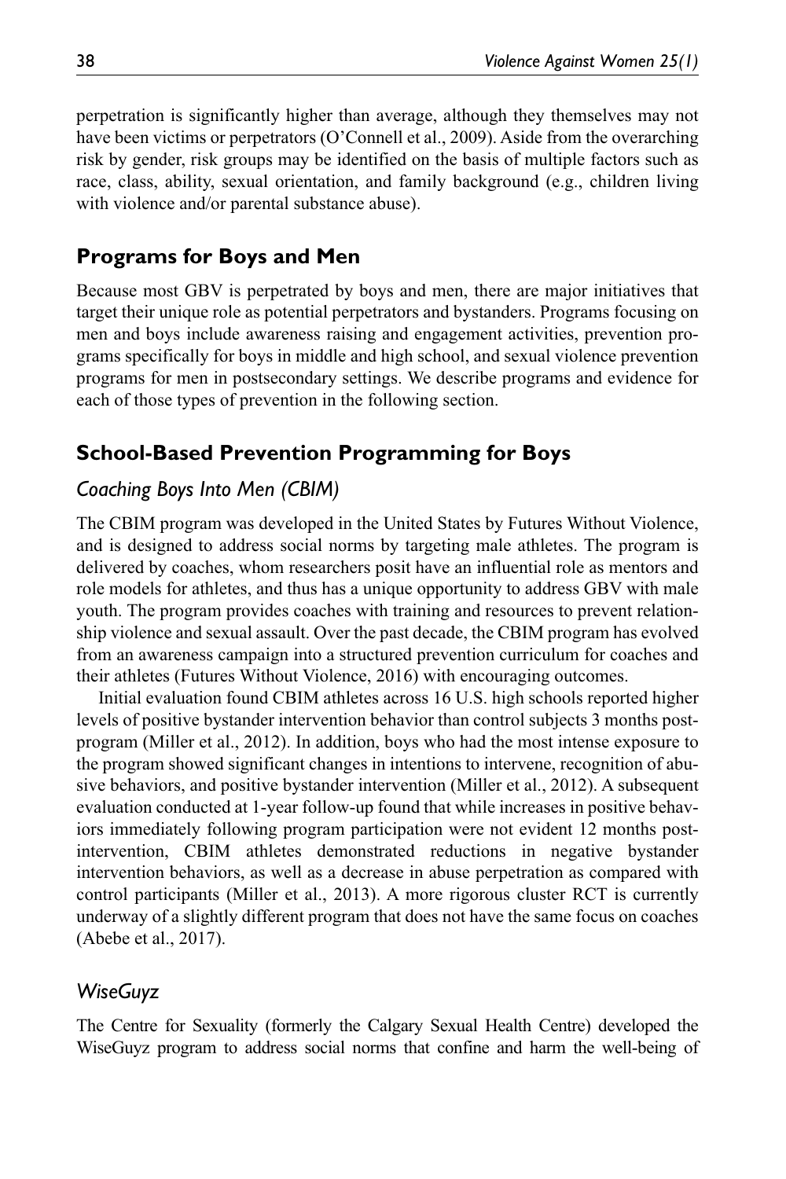perpetration is significantly higher than average, although they themselves may not have been victims or perpetrators (O'Connell et al., 2009). Aside from the overarching risk by gender, risk groups may be identified on the basis of multiple factors such as race, class, ability, sexual orientation, and family background (e.g., children living with violence and/or parental substance abuse).

## Programs for Boys and Men

Because most GBV is perpetrated by boys and men, there are major initiatives that target their unique role as potential perpetrators and bystanders. Programs focusing on men and boys include awareness raising and engagement activities, prevention programs specifically for boys in middle and high school, and sexual violence prevention programs for men in postsecondary settings. We describe programs and evidence for each of those types of prevention in the following section.

## School-Based Prevention Programming for Boys

### *Coaching Boys Into Men (CBIM)*

The CBIM program was developed in the United States by Futures Without Violence, and is designed to address social norms by targeting male athletes. The program is delivered by coaches, whom researchers posit have an influential role as mentors and role models for athletes, and thus has a unique opportunity to address GBV with male youth. The program provides coaches with training and resources to prevent relationship violence and sexual assault. Over the past decade, the CBIM program has evolved from an awareness campaign into a structured prevention curriculum for coaches and their athletes (Futures Without Violence, 2016) with encouraging outcomes.

Initial evaluation found CBIM athletes across 16 U.S. high schools reported higher levels of positive bystander intervention behavior than control subjects 3 months post-program (Miller et al., 2012). In addition, boys who had the most intense exposure to the program showed significant changes in intentions to intervene, recognition of abusive behaviors, and positive bystander intervention (Miller et al., 2012). A subsequent evaluation conducted at 1-year follow-up found that while increases in positive behaviors immediately following program participation were not evident 12 months post-intervention, CBIM athletes demonstrated reductions in negative bystander intervention behaviors, as well as a decrease in abuse perpetration as compared with control participants (Miller et al., 2013). A more rigorous cluster RCT is currently underway of a slightly different program that does not have the same focus on coaches (Abebe et al., 2017).

### *WiseGuyz*

The Centre for Sexuality (formerly the Calgary Sexual Health Centre) developed the WiseGuyz program to address social norms that confine and harm the well-being of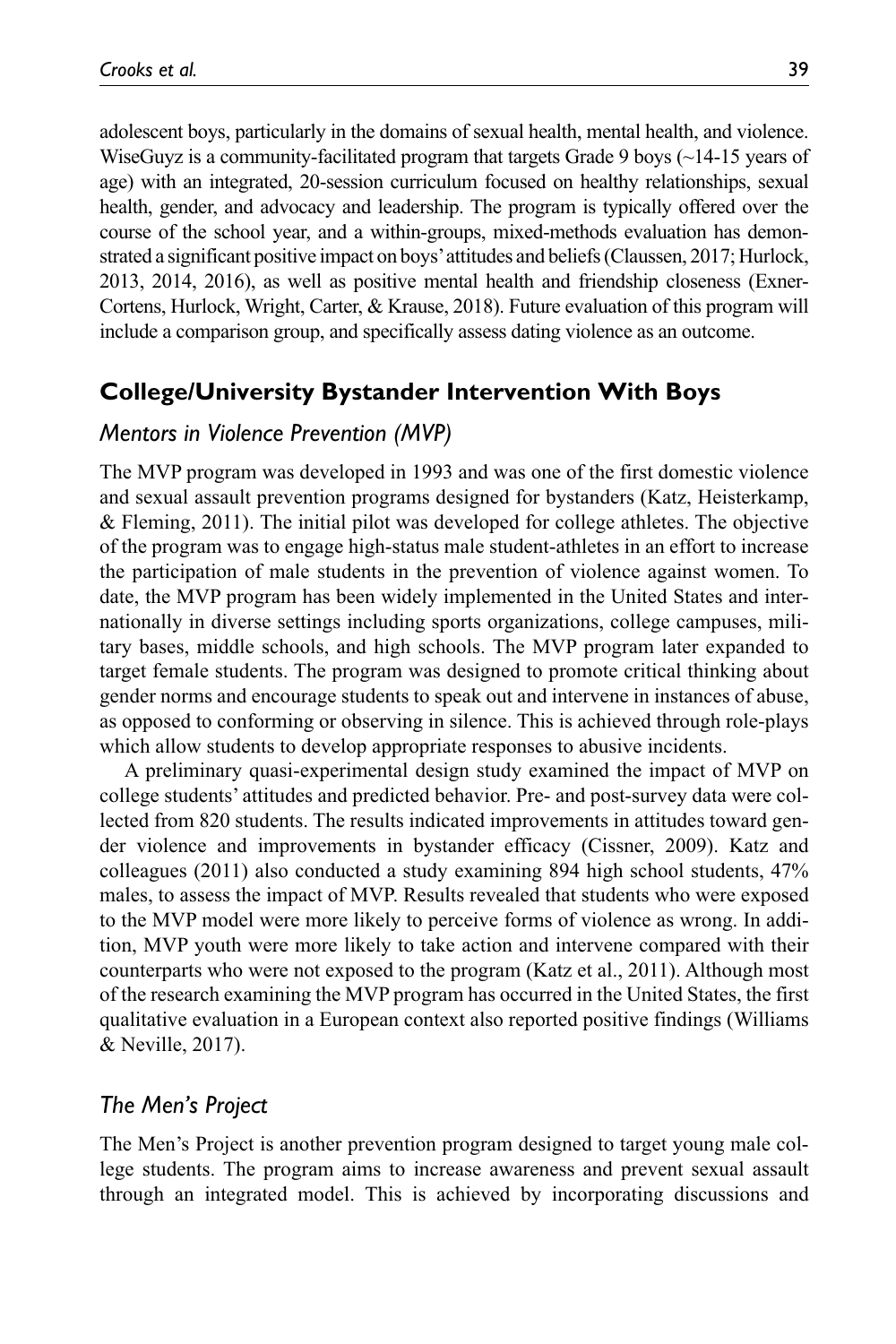adolescent boys, particularly in the domains of sexual health, mental health, and violence. WiseGuyz is a community-facilitated program that targets Grade 9 boys (~14-15 years of age) with an integrated, 20-session curriculum focused on healthy relationships, sexual health, gender, and advocacy and leadership. The program is typically offered over the course of the school year, and a within-groups, mixed-methods evaluation has demonstrated a significant positive impact on boys' attitudes and beliefs (Claussen, 2017; Hurlock, 2013, 2014, 2016), as well as positive mental health and friendship closeness (Exner-Cortens, Hurlock, Wright, Carter, & Krause, 2018). Future evaluation of this program will include a comparison group, and specifically assess dating violence as an outcome.

## College/University Bystander Intervention With Boys

### *Mentors in Violence Prevention (MVP)*

The MVP program was developed in 1993 and was one of the first domestic violence and sexual assault prevention programs designed for bystanders (Katz, Heisterkamp, & Fleming, 2011). The initial pilot was developed for college athletes. The objective of the program was to engage high-status male student-athletes in an effort to increase the participation of male students in the prevention of violence against women. To date, the MVP program has been widely implemented in the United States and internationally in diverse settings including sports organizations, college campuses, military bases, middle schools, and high schools. The MVP program later expanded to target female students. The program was designed to promote critical thinking about gender norms and encourage students to speak out and intervene in instances of abuse, as opposed to conforming or observing in silence. This is achieved through role-plays which allow students to develop appropriate responses to abusive incidents.

A preliminary quasi-experimental design study examined the impact of MVP on college students' attitudes and predicted behavior. Pre- and post-survey data were collected from 820 students. The results indicated improvements in attitudes toward gender violence and improvements in bystander efficacy (Cissner, 2009). Katz and colleagues (2011) also conducted a study examining 894 high school students, 47% males, to assess the impact of MVP. Results revealed that students who were exposed to the MVP model were more likely to perceive forms of violence as wrong. In addition, MVP youth were more likely to take action and intervene compared with their counterparts who were not exposed to the program (Katz et al., 2011). Although most of the research examining the MVP program has occurred in the United States, the first qualitative evaluation in a European context also reported positive findings (Williams & Neville, 2017).

### *The Men's Project*

The Men's Project is another prevention program designed to target young male college students. The program aims to increase awareness and prevent sexual assault through an integrated model. This is achieved by incorporating discussions and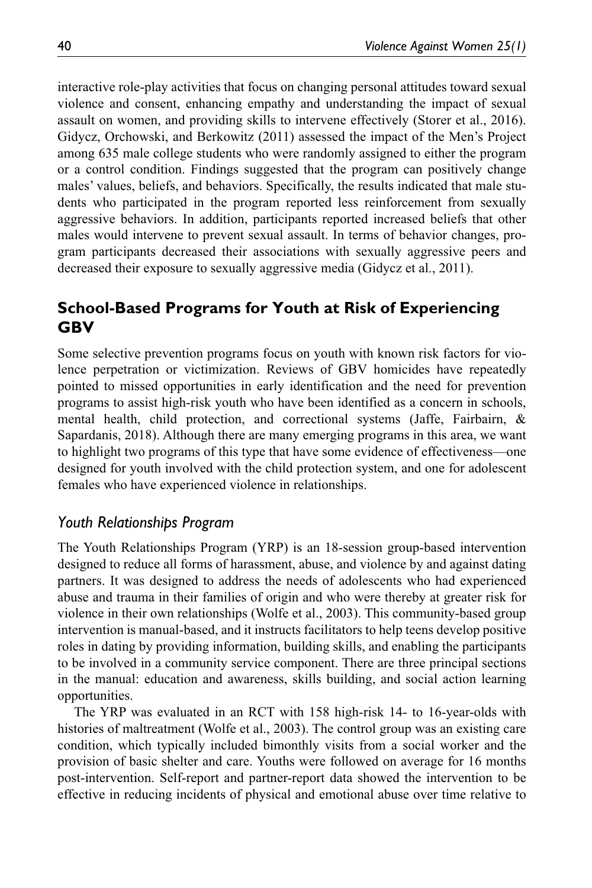interactive role-play activities that focus on changing personal attitudes toward sexual violence and consent, enhancing empathy and understanding the impact of sexual assault on women, and providing skills to intervene effectively (Storer et al., 2016). Gidycz, Orchowski, and Berkowitz (2011) assessed the impact of the Men's Project among 635 male college students who were randomly assigned to either the program or a control condition. Findings suggested that the program can positively change males' values, beliefs, and behaviors. Specifically, the results indicated that male students who participated in the program reported less reinforcement from sexually aggressive behaviors. In addition, participants reported increased beliefs that other males would intervene to prevent sexual assault. In terms of behavior changes, program participants decreased their associations with sexually aggressive peers and decreased their exposure to sexually aggressive media (Gidycz et al., 2011).

## School-Based Programs for Youth at Risk of Experiencing GBV

Some selective prevention programs focus on youth with known risk factors for violence perpetration or victimization. Reviews of GBV homicides have repeatedly pointed to missed opportunities in early identification and the need for prevention programs to assist high-risk youth who have been identified as a concern in schools, mental health, child protection, and correctional systems (Jaffe, Fairbairn, & Sapardanis, 2018). Although there are many emerging programs in this area, we want to highlight two programs of this type that have some evidence of effectiveness—one designed for youth involved with the child protection system, and one for adolescent females who have experienced violence in relationships.

### *Youth Relationships Program*

The Youth Relationships Program (YRP) is an 18-session group-based intervention designed to reduce all forms of harassment, abuse, and violence by and against dating partners. It was designed to address the needs of adolescents who had experienced abuse and trauma in their families of origin and who were thereby at greater risk for violence in their own relationships (Wolfe et al., 2003). This community-based group intervention is manual-based, and it instructs facilitators to help teens develop positive roles in dating by providing information, building skills, and enabling the participants to be involved in a community service component. There are three principal sections in the manual: education and awareness, skills building, and social action learning opportunities.

The YRP was evaluated in an RCT with 158 high-risk 14- to 16-year-olds with histories of maltreatment (Wolfe et al., 2003). The control group was an existing care condition, which typically included bimonthly visits from a social worker and the provision of basic shelter and care. Youths were followed on average for 16 months post-intervention. Self-report and partner-report data showed the intervention to be effective in reducing incidents of physical and emotional abuse over time relative to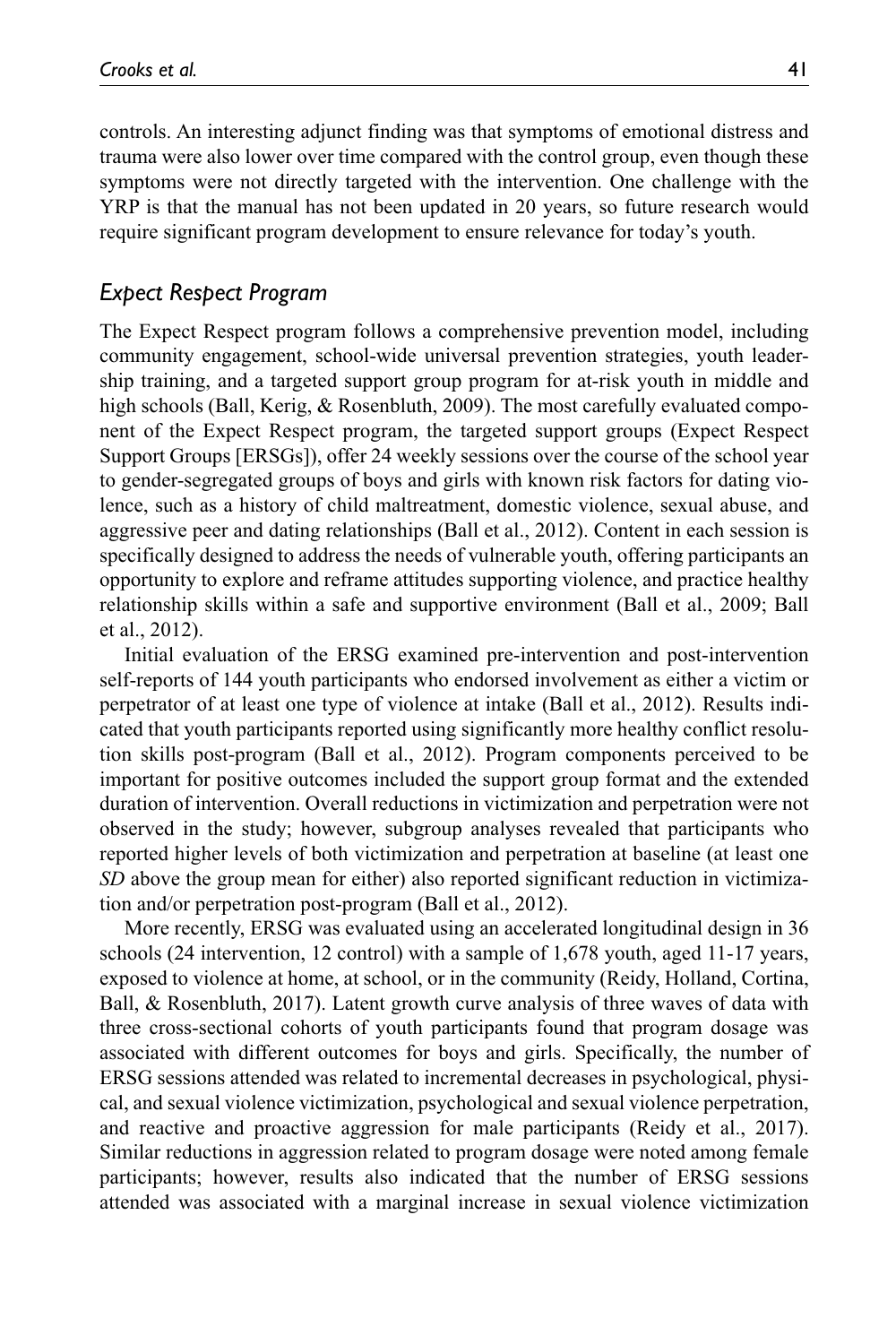controls. An interesting adjunct finding was that symptoms of emotional distress and trauma were also lower over time compared with the control group, even though these symptoms were not directly targeted with the intervention. One challenge with the YRP is that the manual has not been updated in 20 years, so future research would require significant program development to ensure relevance for today's youth.

### *Expect Respect Program*

The Expect Respect program follows a comprehensive prevention model, including community engagement, school-wide universal prevention strategies, youth leadership training, and a targeted support group program for at-risk youth in middle and high schools (Ball, Kerig, & Rosenbluth, 2009). The most carefully evaluated component of the Expect Respect program, the targeted support groups (Expect Respect Support Groups [ERSGs]), offer 24 weekly sessions over the course of the school year to gender-segregated groups of boys and girls with known risk factors for dating violence, such as a history of child maltreatment, domestic violence, sexual abuse, and aggressive peer and dating relationships (Ball et al., 2012). Content in each session is specifically designed to address the needs of vulnerable youth, offering participants an opportunity to explore and reframe attitudes supporting violence, and practice healthy relationship skills within a safe and supportive environment (Ball et al., 2009; Ball et al., 2012).

Initial evaluation of the ERSG examined pre-intervention and post-intervention self-reports of 144 youth participants who endorsed involvement as either a victim or perpetrator of at least one type of violence at intake (Ball et al., 2012). Results indicated that youth participants reported using significantly more healthy conflict resolution skills post-program (Ball et al., 2012). Program components perceived to be important for positive outcomes included the support group format and the extended duration of intervention. Overall reductions in victimization and perpetration were not observed in the study; however, subgroup analyses revealed that participants who reported higher levels of both victimization and perpetration at baseline (at least one *SD* above the group mean for either) also reported significant reduction in victimization and/or perpetration post-program (Ball et al., 2012).

More recently, ERSG was evaluated using an accelerated longitudinal design in 36 schools (24 intervention, 12 control) with a sample of 1,678 youth, aged 11-17 years, exposed to violence at home, at school, or in the community (Reidy, Holland, Cortina, Ball, & Rosenbluth, 2017). Latent growth curve analysis of three waves of data with three cross-sectional cohorts of youth participants found that program dosage was associated with different outcomes for boys and girls. Specifically, the number of ERSG sessions attended was related to incremental decreases in psychological, physical, and sexual violence victimization, psychological and sexual violence perpetration, and reactive and proactive aggression for male participants (Reidy et al., 2017). Similar reductions in aggression related to program dosage were noted among female participants; however, results also indicated that the number of ERSG sessions attended was associated with a marginal increase in sexual violence victimization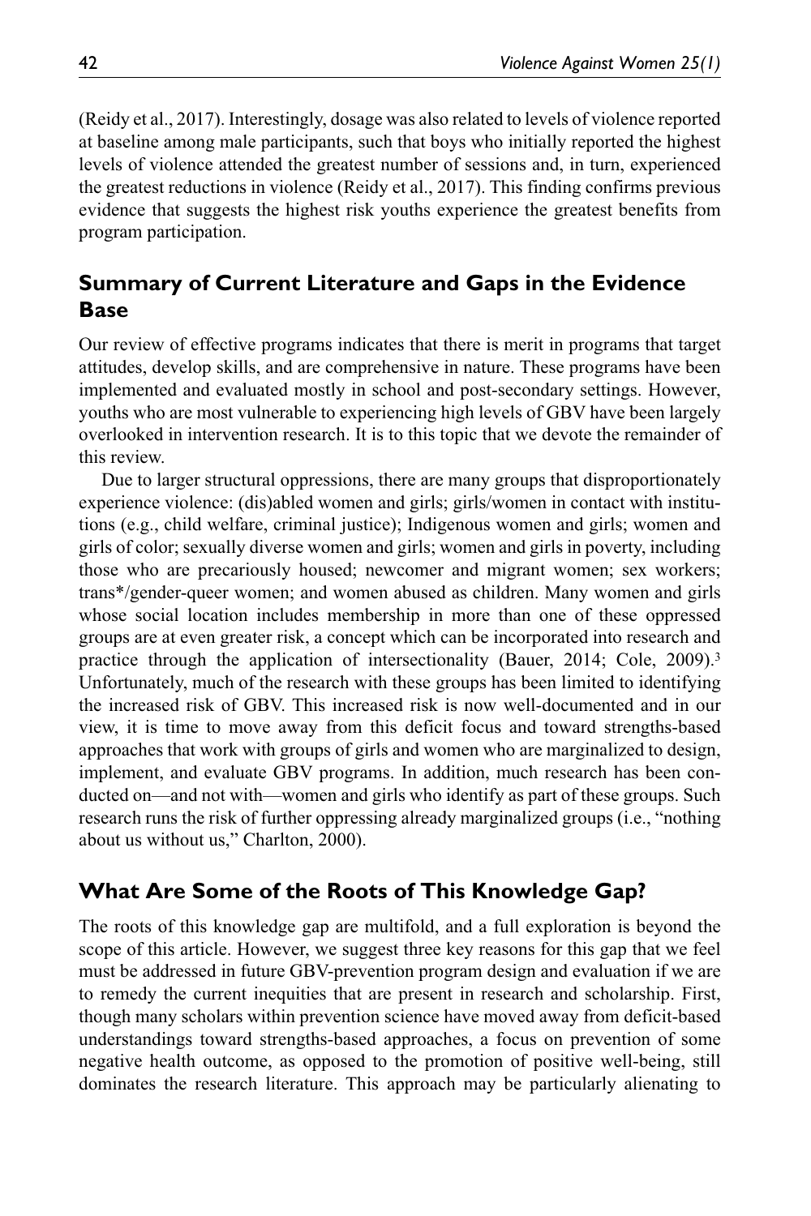(Reidy et al., 2017). Interestingly, dosage was also related to levels of violence reported at baseline among male participants, such that boys who initially reported the highest levels of violence attended the greatest number of sessions and, in turn, experienced the greatest reductions in violence (Reidy et al., 2017). This finding confirms previous evidence that suggests the highest risk youths experience the greatest benefits from program participation.

## Summary of Current Literature and Gaps in the Evidence Base

Our review of effective programs indicates that there is merit in programs that target attitudes, develop skills, and are comprehensive in nature. These programs have been implemented and evaluated mostly in school and post-secondary settings. However, youths who are most vulnerable to experiencing high levels of GBV have been largely overlooked in intervention research. It is to this topic that we devote the remainder of this review.

Due to larger structural oppressions, there are many groups that disproportionately experience violence: (dis)abled women and girls; girls/women in contact with institutions (e.g., child welfare, criminal justice); Indigenous women and girls; women and girls of color; sexually diverse women and girls; women and girls in poverty, including those who are precariously housed; newcomer and migrant women; sex workers; trans*/gender-queer women; and women abused as children. Many women and girls whose social location includes membership in more than one of these oppressed groups are at even greater risk, a concept which can be incorporated into research and practice through the application of intersectionality (Bauer, 2014; Cole, 2009).[3] Unfortunately, much of the research with these groups has been limited to identifying the increased risk of GBV. This increased risk is now well-documented and in our view, it is time to move away from this deficit focus and toward strengths-based approaches that work with groups of girls and women who are marginalized to design, implement, and evaluate GBV programs. In addition, much research has been conducted on—and not with—women and girls who identify as part of these groups. Such research runs the risk of further oppressing already marginalized groups (i.e., "nothing about us without us," Charlton, 2000).

## What Are Some of the Roots of This Knowledge Gap?

The roots of this knowledge gap are multifold, and a full exploration is beyond the scope of this article. However, we suggest three key reasons for this gap that we feel must be addressed in future GBV-prevention program design and evaluation if we are to remedy the current inequities that are present in research and scholarship. First, though many scholars within prevention science have moved away from deficit-based understandings toward strengths-based approaches, a focus on prevention of some negative health outcome, as opposed to the promotion of positive well-being, still dominates the research literature. This approach may be particularly alienating to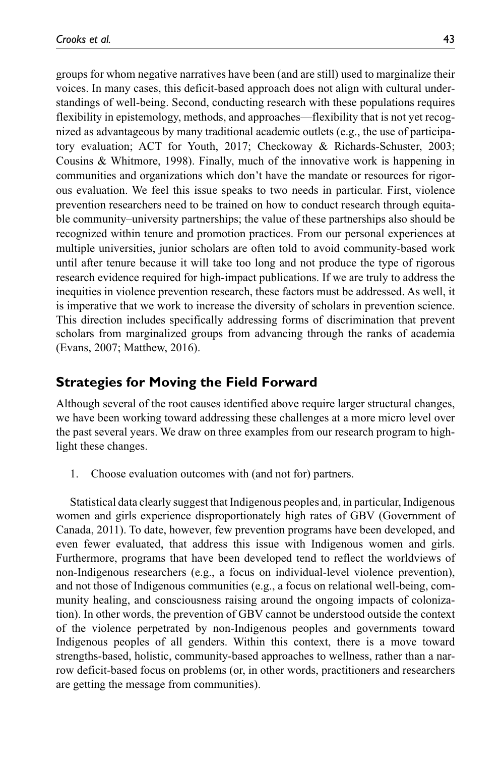groups for whom negative narratives have been (and are still) used to marginalize their voices. In many cases, this deficit-based approach does not align with cultural understandings of well-being. Second, conducting research with these populations requires flexibility in epistemology, methods, and approaches—flexibility that is not yet recognized as advantageous by many traditional academic outlets (e.g., the use of participatory evaluation; ACT for Youth, 2017; Checkoway & Richards-Schuster, 2003; Cousins & Whitmore, 1998). Finally, much of the innovative work is happening in communities and organizations which don't have the mandate or resources for rigorous evaluation. We feel this issue speaks to two needs in particular. First, violence prevention researchers need to be trained on how to conduct research through equitable community–university partnerships; the value of these partnerships also should be recognized within tenure and promotion practices. From our personal experiences at multiple universities, junior scholars are often told to avoid community-based work until after tenure because it will take too long and not produce the type of rigorous research evidence required for high-impact publications. If we are truly to address the inequities in violence prevention research, these factors must be addressed. As well, it is imperative that we work to increase the diversity of scholars in prevention science. This direction includes specifically addressing forms of discrimination that prevent scholars from marginalized groups from advancing through the ranks of academia (Evans, 2007; Matthew, 2016).

## Strategies for Moving the Field Forward

Although several of the root causes identified above require larger structural changes, we have been working toward addressing these challenges at a more micro level over the past several years. We draw on three examples from our research program to highlight these changes.

1. Choose evaluation outcomes with (and not for) partners.

Statistical data clearly suggest that Indigenous peoples and, in particular, Indigenous women and girls experience disproportionately high rates of GBV (Government of Canada, 2011). To date, however, few prevention programs have been developed, and even fewer evaluated, that address this issue with Indigenous women and girls. Furthermore, programs that have been developed tend to reflect the worldviews of non-Indigenous researchers (e.g., a focus on individual-level violence prevention), and not those of Indigenous communities (e.g., a focus on relational well-being, community healing, and consciousness raising around the ongoing impacts of colonization). In other words, the prevention of GBV cannot be understood outside the context of the violence perpetrated by non-Indigenous peoples and governments toward Indigenous peoples of all genders. Within this context, there is a move toward strengths-based, holistic, community-based approaches to wellness, rather than a narrow deficit-based focus on problems (or, in other words, practitioners and researchers are getting the message from communities).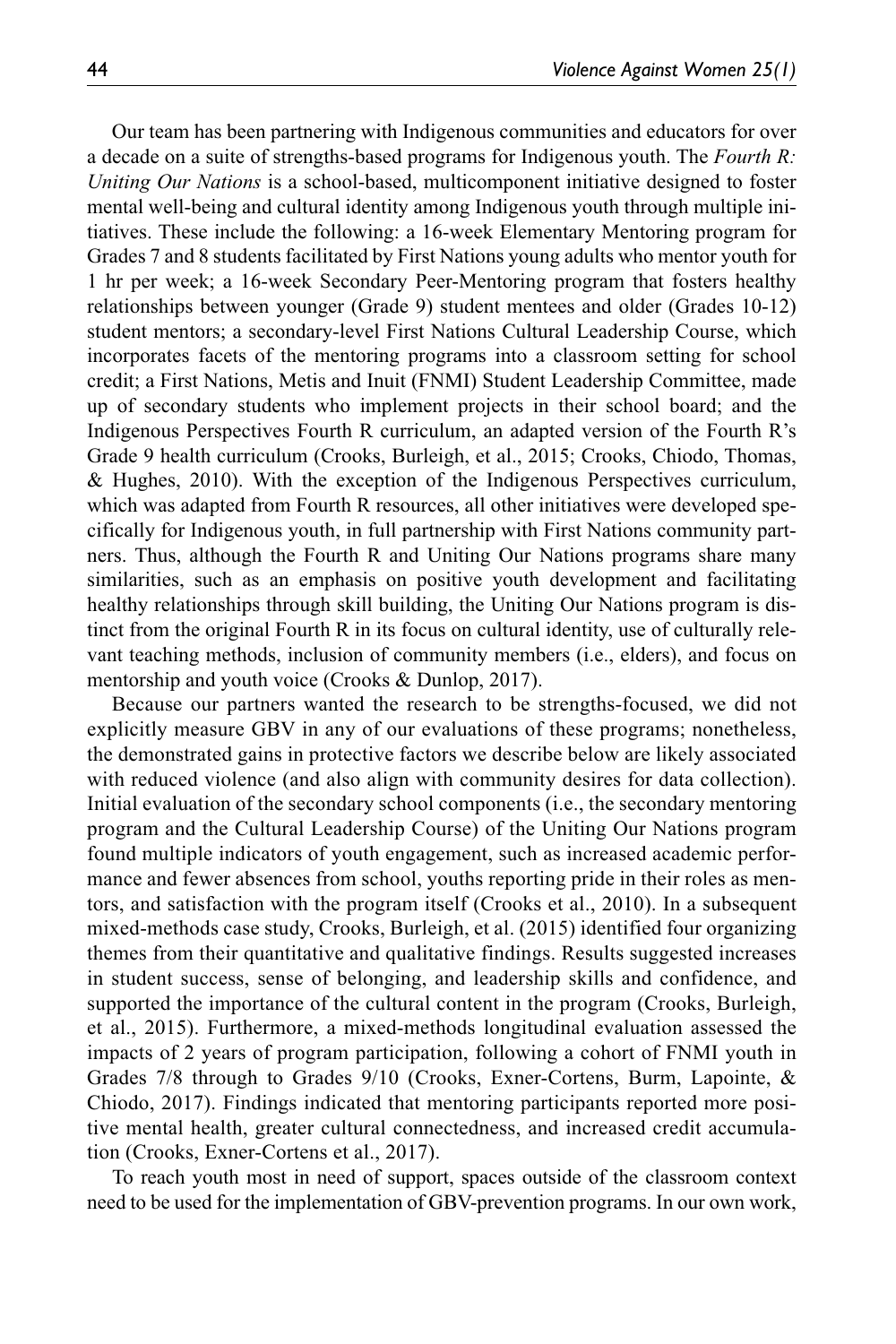Our team has been partnering with Indigenous communities and educators for over a decade on a suite of strengths-based programs for Indigenous youth. The *Fourth R: Uniting Our Nations* is a school-based, multicomponent initiative designed to foster mental well-being and cultural identity among Indigenous youth through multiple initiatives. These include the following: a 16-week Elementary Mentoring program for Grades 7 and 8 students facilitated by First Nations young adults who mentor youth for 1 hr per week; a 16-week Secondary Peer-Mentoring program that fosters healthy relationships between younger (Grade 9) student mentees and older (Grades 10-12) student mentors; a secondary-level First Nations Cultural Leadership Course, which incorporates facets of the mentoring programs into a classroom setting for school credit; a First Nations, Metis and Inuit (FNMI) Student Leadership Committee, made up of secondary students who implement projects in their school board; and the Indigenous Perspectives Fourth R curriculum, an adapted version of the Fourth R's Grade 9 health curriculum (Crooks, Burleigh, et al., 2015; Crooks, Chiodo, Thomas, & Hughes, 2010). With the exception of the Indigenous Perspectives curriculum, which was adapted from Fourth R resources, all other initiatives were developed specifically for Indigenous youth, in full partnership with First Nations community partners. Thus, although the Fourth R and Uniting Our Nations programs share many similarities, such as an emphasis on positive youth development and facilitating healthy relationships through skill building, the Uniting Our Nations program is distinct from the original Fourth R in its focus on cultural identity, use of culturally relevant teaching methods, inclusion of community members (i.e., elders), and focus on mentorship and youth voice (Crooks & Dunlop, 2017).

Because our partners wanted the research to be strengths-focused, we did not explicitly measure GBV in any of our evaluations of these programs; nonetheless, the demonstrated gains in protective factors we describe below are likely associated with reduced violence (and also align with community desires for data collection). Initial evaluation of the secondary school components (i.e., the secondary mentoring program and the Cultural Leadership Course) of the Uniting Our Nations program found multiple indicators of youth engagement, such as increased academic performance and fewer absences from school, youths reporting pride in their roles as mentors, and satisfaction with the program itself (Crooks et al., 2010). In a subsequent mixed-methods case study, Crooks, Burleigh, et al. (2015) identified four organizing themes from their quantitative and qualitative findings. Results suggested increases in student success, sense of belonging, and leadership skills and confidence, and supported the importance of the cultural content in the program (Crooks, Burleigh, et al., 2015). Furthermore, a mixed-methods longitudinal evaluation assessed the impacts of 2 years of program participation, following a cohort of FNMI youth in Grades 7/8 through to Grades 9/10 (Crooks, Exner-Cortens, Burm, Lapointe, & Chiodo, 2017). Findings indicated that mentoring participants reported more positive mental health, greater cultural connectedness, and increased credit accumulation (Crooks, Exner-Cortens et al., 2017).

To reach youth most in need of support, spaces outside of the classroom context need to be used for the implementation of GBV-prevention programs. In our own work,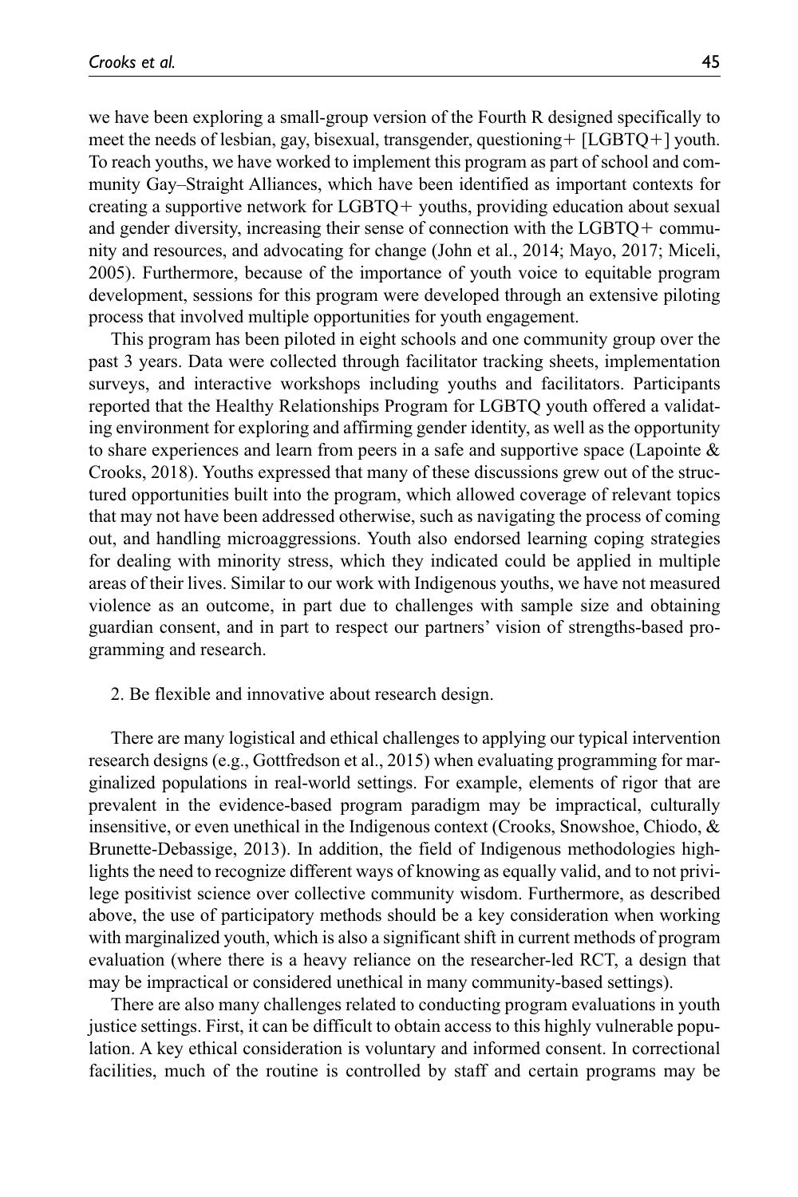we have been exploring a small-group version of the Fourth R designed specifically to meet the needs of lesbian, gay, bisexual, transgender, questioning+ [LGBTQ+] youth. To reach youths, we have worked to implement this program as part of school and community Gay–Straight Alliances, which have been identified as important contexts for creating a supportive network for LGBTQ+ youths, providing education about sexual and gender diversity, increasing their sense of connection with the LGBTQ+ community and resources, and advocating for change (John et al., 2014; Mayo, 2017; Miceli, 2005). Furthermore, because of the importance of youth voice to equitable program development, sessions for this program were developed through an extensive piloting process that involved multiple opportunities for youth engagement.

This program has been piloted in eight schools and one community group over the past 3 years. Data were collected through facilitator tracking sheets, implementation surveys, and interactive workshops including youths and facilitators. Participants reported that the Healthy Relationships Program for LGBTQ youth offered a validating environment for exploring and affirming gender identity, as well as the opportunity to share experiences and learn from peers in a safe and supportive space (Lapointe & Crooks, 2018). Youths expressed that many of these discussions grew out of the structured opportunities built into the program, which allowed coverage of relevant topics that may not have been addressed otherwise, such as navigating the process of coming out, and handling microaggressions. Youth also endorsed learning coping strategies for dealing with minority stress, which they indicated could be applied in multiple areas of their lives. Similar to our work with Indigenous youths, we have not measured violence as an outcome, in part due to challenges with sample size and obtaining guardian consent, and in part to respect our partners' vision of strengths-based programming and research.

2. Be flexible and innovative about research design.

There are many logistical and ethical challenges to applying our typical intervention research designs (e.g., Gottfredson et al., 2015) when evaluating programming for marginalized populations in real-world settings. For example, elements of rigor that are prevalent in the evidence-based program paradigm may be impractical, culturally insensitive, or even unethical in the Indigenous context (Crooks, Snowshoe, Chiodo, & Brunette-Debassige, 2013). In addition, the field of Indigenous methodologies highlights the need to recognize different ways of knowing as equally valid, and to not privilege positivist science over collective community wisdom. Furthermore, as described above, the use of participatory methods should be a key consideration when working with marginalized youth, which is also a significant shift in current methods of program evaluation (where there is a heavy reliance on the researcher-led RCT, a design that may be impractical or considered unethical in many community-based settings).

There are also many challenges related to conducting program evaluations in youth justice settings. First, it can be difficult to obtain access to this highly vulnerable population. A key ethical consideration is voluntary and informed consent. In correctional facilities, much of the routine is controlled by staff and certain programs may be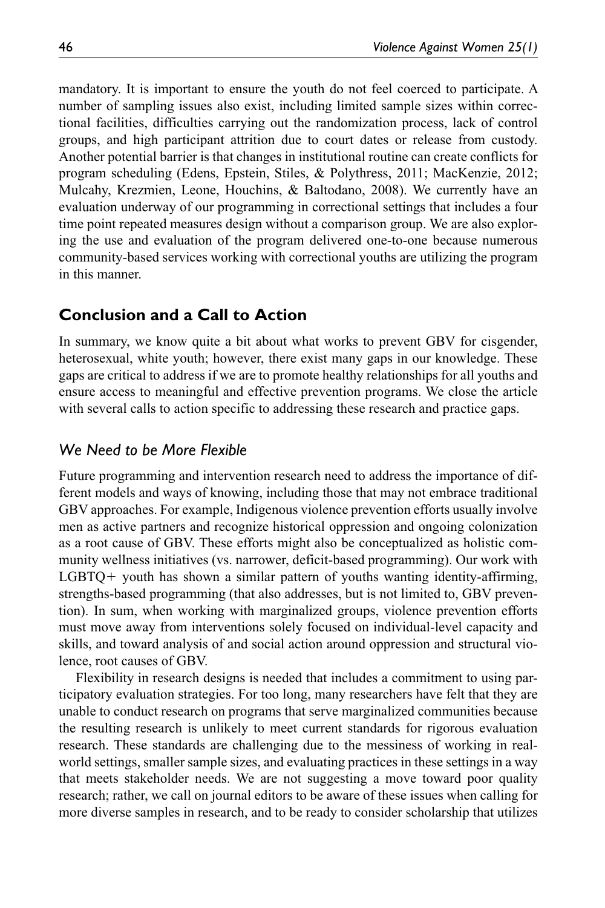mandatory. It is important to ensure the youth do not feel coerced to participate. A number of sampling issues also exist, including limited sample sizes within correctional facilities, difficulties carrying out the randomization process, lack of control groups, and high participant attrition due to court dates or release from custody. Another potential barrier is that changes in institutional routine can create conflicts for program scheduling (Edens, Epstein, Stiles, & Polythress, 2011; MacKenzie, 2012; Mulcahy, Krezmien, Leone, Houchins, & Baltodano, 2008). We currently have an evaluation underway of our programming in correctional settings that includes a four time point repeated measures design without a comparison group. We are also exploring the use and evaluation of the program delivered one-to-one because numerous community-based services working with correctional youths are utilizing the program in this manner.

## Conclusion and a Call to Action

In summary, we know quite a bit about what works to prevent GBV for cisgender, heterosexual, white youth; however, there exist many gaps in our knowledge. These gaps are critical to address if we are to promote healthy relationships for all youths and ensure access to meaningful and effective prevention programs. We close the article with several calls to action specific to addressing these research and practice gaps.

### *We Need to be More Flexible*

Future programming and intervention research need to address the importance of different models and ways of knowing, including those that may not embrace traditional GBV approaches. For example, Indigenous violence prevention efforts usually involve men as active partners and recognize historical oppression and ongoing colonization as a root cause of GBV. These efforts might also be conceptualized as holistic community wellness initiatives (vs. narrower, deficit-based programming). Our work with LGBTQ+ youth has shown a similar pattern of youths wanting identity-affirming, strengths-based programming (that also addresses, but is not limited to, GBV prevention). In sum, when working with marginalized groups, violence prevention efforts must move away from interventions solely focused on individual-level capacity and skills, and toward analysis of and social action around oppression and structural violence, root causes of GBV.

Flexibility in research designs is needed that includes a commitment to using participatory evaluation strategies. For too long, many researchers have felt that they are unable to conduct research on programs that serve marginalized communities because the resulting research is unlikely to meet current standards for rigorous evaluation research. These standards are challenging due to the messiness of working in real-world settings, smaller sample sizes, and evaluating practices in these settings in a way that meets stakeholder needs. We are not suggesting a move toward poor quality research; rather, we call on journal editors to be aware of these issues when calling for more diverse samples in research, and to be ready to consider scholarship that utilizes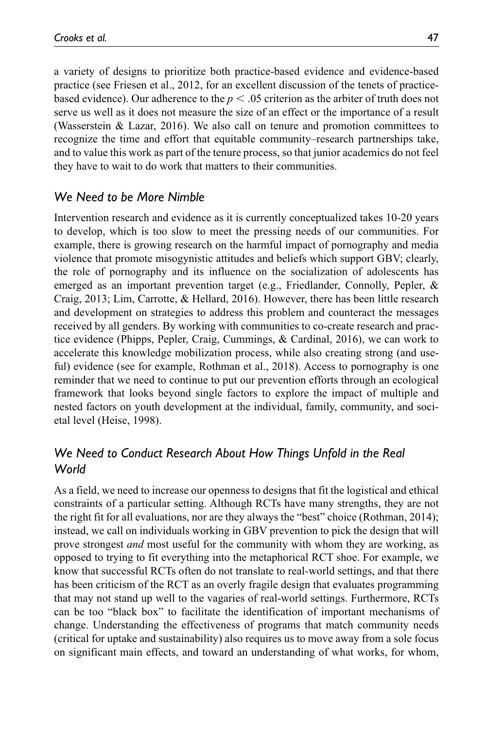a variety of designs to prioritize both practice-based evidence and evidence-based practice (see Friesen et al., 2012, for an excellent discussion of the tenets of practice-based evidence). Our adherence to the $p < .05$ criterion as the arbiter of truth does not serve us well as it does not measure the size of an effect or the importance of a result (Wasserstein & Lazar, 2016). We also call on tenure and promotion committees to recognize the time and effort that equitable community–research partnerships take, and to value this work as part of the tenure process, so that junior academics do not feel they have to wait to do work that matters to their communities.

## *We Need to be More Nimble*

Intervention research and evidence as it is currently conceptualized takes 10-20 years to develop, which is too slow to meet the pressing needs of our communities. For example, there is growing research on the harmful impact of pornography and media violence that promote misogynistic attitudes and beliefs which support GBV; clearly, the role of pornography and its influence on the socialization of adolescents has emerged as an important prevention target (e.g., Friedlander, Connolly, Pepler, & Craig, 2013; Lim, Carrotte, & Hellard, 2016). However, there has been little research and development on strategies to address this problem and counteract the messages received by all genders. By working with communities to co-create research and practice evidence (Phipps, Pepler, Craig, Cummings, & Cardinal, 2016), we can work to accelerate this knowledge mobilization process, while also creating strong (and useful) evidence (see for example, Rothman et al., 2018). Access to pornography is one reminder that we need to continue to put our prevention efforts through an ecological framework that looks beyond single factors to explore the impact of multiple and nested factors on youth development at the individual, family, community, and societal level (Heise, 1998).

## *We Need to Conduct Research About How Things Unfold in the Real World*

As a field, we need to increase our openness to designs that fit the logistical and ethical constraints of a particular setting. Although RCTs have many strengths, they are not the right fit for all evaluations, nor are they always the "best" choice (Rothman, 2014); instead, we call on individuals working in GBV prevention to pick the design that will prove strongest *and* most useful for the community with whom they are working, as opposed to trying to fit everything into the metaphorical RCT shoe. For example, we know that successful RCTs often do not translate to real-world settings, and that there has been criticism of the RCT as an overly fragile design that evaluates programming that may not stand up well to the vagaries of real-world settings. Furthermore, RCTs can be too "black box" to facilitate the identification of important mechanisms of change. Understanding the effectiveness of programs that match community needs (critical for uptake and sustainability) also requires us to move away from a sole focus on significant main effects, and toward an understanding of what works, for whom,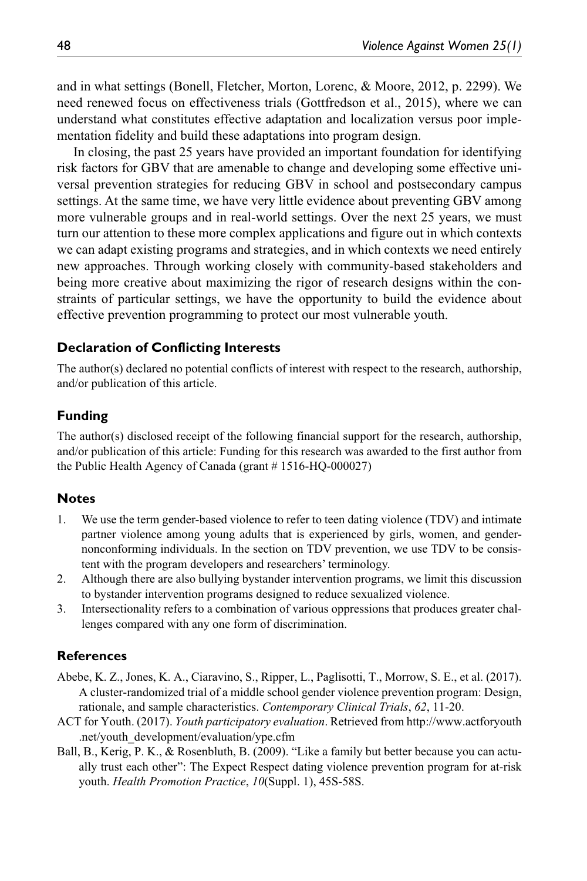and in what settings (Bonell, Fletcher, Morton, Lorenc, & Moore, 2012, p. 2299). We need renewed focus on effectiveness trials (Gottfredson et al., 2015), where we can understand what constitutes effective adaptation and localization versus poor implementation fidelity and build these adaptations into program design.

In closing, the past 25 years have provided an important foundation for identifying risk factors for GBV that are amenable to change and developing some effective universal prevention strategies for reducing GBV in school and postsecondary campus settings. At the same time, we have very little evidence about preventing GBV among more vulnerable groups and in real-world settings. Over the next 25 years, we must turn our attention to these more complex applications and figure out in which contexts we can adapt existing programs and strategies, and in which contexts we need entirely new approaches. Through working closely with community-based stakeholders and being more creative about maximizing the rigor of research designs within the constraints of particular settings, we have the opportunity to build the evidence about effective prevention programming to protect our most vulnerable youth.

## Declaration of Conflicting Interests

The author(s) declared no potential conflicts of interest with respect to the research, authorship, and/or publication of this article.

## Funding

The author(s) disclosed receipt of the following financial support for the research, authorship, and/or publication of this article: Funding for this research was awarded to the first author from the Public Health Agency of Canada (grant # 1516-HQ-000027)

## Notes

1. We use the term gender-based violence to refer to teen dating violence (TDV) and intimate partner violence among young adults that is experienced by girls, women, and gender-nonconforming individuals. In the section on TDV prevention, we use TDV to be consistent with the program developers and researchers' terminology.
2. Although there are also bullying bystander intervention programs, we limit this discussion to bystander intervention programs designed to reduce sexualized violence.
3. Intersectionality refers to a combination of various oppressions that produces greater challenges compared with any one form of discrimination.

## References

Abebe, K. Z., Jones, K. A., Ciaravino, S., Ripper, L., Paglisotti, T., Morrow, S. E., et al. (2017). A cluster-randomized trial of a middle school gender violence prevention program: Design, rationale, and sample characteristics. *Contemporary Clinical Trials*, *62*, 11-20.

ACT for Youth. (2017). *Youth participatory evaluation*. Retrieved from http://www.actforyouth.net/youth_development/evaluation/ype.cfm

Ball, B., Kerig, P. K., & Rosenbluth, B. (2009). "Like a family but better because you can actually trust each other": The Expect Respect dating violence prevention program for at-risk youth. *Health Promotion Practice*, *10*(Suppl. 1), 45S-58S.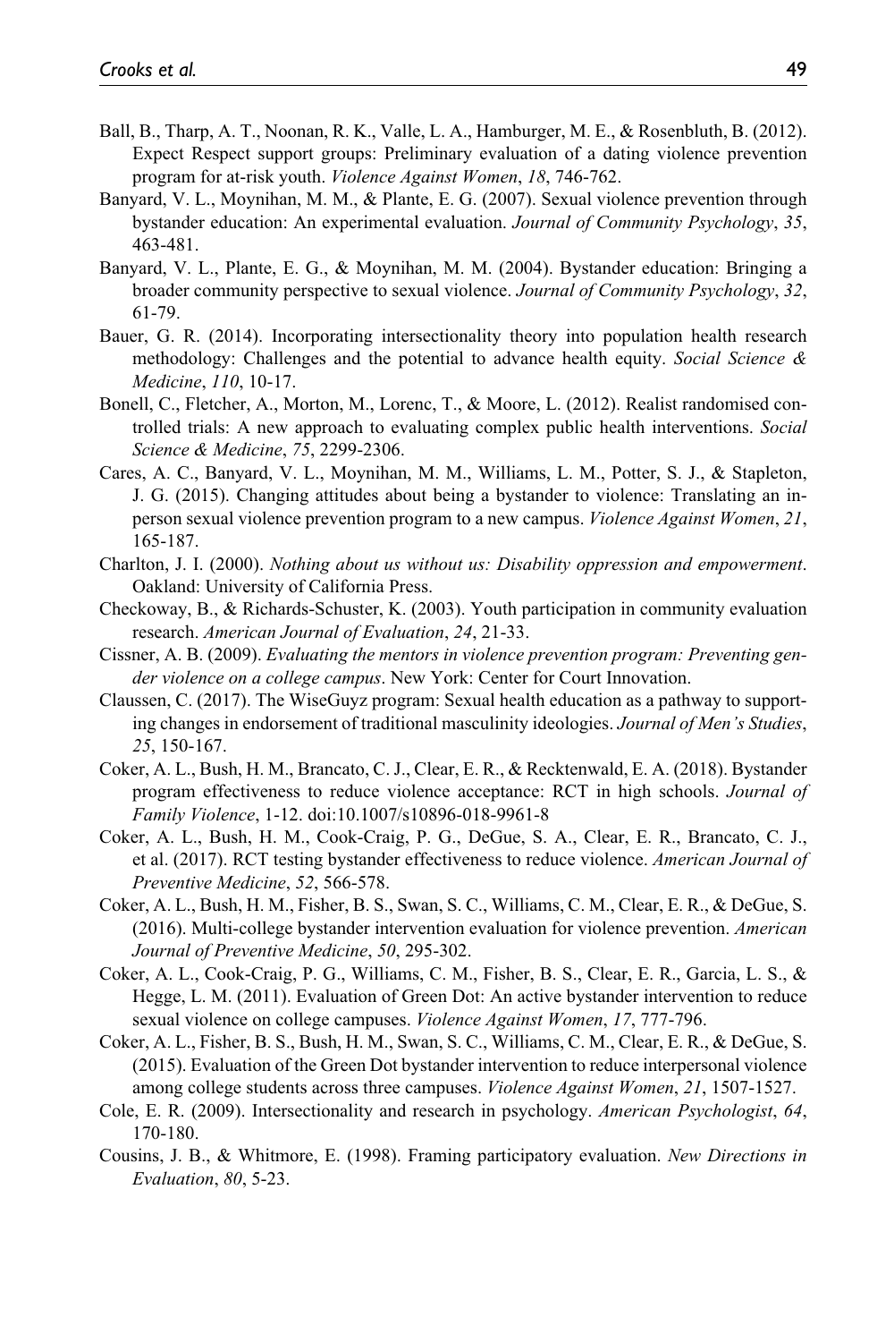Ball, B., Tharp, A. T., Noonan, R. K., Valle, L. A., Hamburger, M. E., & Rosenbluth, B. (2012). Expect Respect support groups: Preliminary evaluation of a dating violence prevention program for at-risk youth. *Violence Against Women*, *18*, 746-762.

Banyard, V. L., Moynihan, M. M., & Plante, E. G. (2007). Sexual violence prevention through bystander education: An experimental evaluation. *Journal of Community Psychology*, *35*, 463-481.

Banyard, V. L., Plante, E. G., & Moynihan, M. M. (2004). Bystander education: Bringing a broader community perspective to sexual violence. *Journal of Community Psychology*, *32*, 61-79.

Bauer, G. R. (2014). Incorporating intersectionality theory into population health research methodology: Challenges and the potential to advance health equity. *Social Science & Medicine*, *110*, 10-17.

Bonell, C., Fletcher, A., Morton, M., Lorenc, T., & Moore, L. (2012). Realist randomised controlled trials: A new approach to evaluating complex public health interventions. *Social Science & Medicine*, *75*, 2299-2306.

Cares, A. C., Banyard, V. L., Moynihan, M. M., Williams, L. M., Potter, S. J., & Stapleton, J. G. (2015). Changing attitudes about being a bystander to violence: Translating an in-person sexual violence prevention program to a new campus. *Violence Against Women*, *21*, 165-187.

Charlton, J. I. (2000). *Nothing about us without us: Disability oppression and empowerment*. Oakland: University of California Press.

Checkoway, B., & Richards-Schuster, K. (2003). Youth participation in community evaluation research. *American Journal of Evaluation*, *24*, 21-33.

Cissner, A. B. (2009). *Evaluating the mentors in violence prevention program: Preventing gender violence on a college campus*. New York: Center for Court Innovation.

Claussen, C. (2017). The WiseGuyz program: Sexual health education as a pathway to supporting changes in endorsement of traditional masculinity ideologies. *Journal of Men's Studies*, *25*, 150-167.

Coker, A. L., Bush, H. M., Brancato, C. J., Clear, E. R., & Recktenwald, E. A. (2018). Bystander program effectiveness to reduce violence acceptance: RCT in high schools. *Journal of Family Violence*, 1-12. doi:10.1007/s10896-018-9961-8

Coker, A. L., Bush, H. M., Cook-Craig, P. G., DeGue, S. A., Clear, E. R., Brancato, C. J., et al. (2017). RCT testing bystander effectiveness to reduce violence. *American Journal of Preventive Medicine*, *52*, 566-578.

Coker, A. L., Bush, H. M., Fisher, B. S., Swan, S. C., Williams, C. M., Clear, E. R., & DeGue, S. (2016). Multi-college bystander intervention evaluation for violence prevention. *American Journal of Preventive Medicine*, *50*, 295-302.

Coker, A. L., Cook-Craig, P. G., Williams, C. M., Fisher, B. S., Clear, E. R., Garcia, L. S., & Hegge, L. M. (2011). Evaluation of Green Dot: An active bystander intervention to reduce sexual violence on college campuses. *Violence Against Women*, *17*, 777-796.

Coker, A. L., Fisher, B. S., Bush, H. M., Swan, S. C., Williams, C. M., Clear, E. R., & DeGue, S. (2015). Evaluation of the Green Dot bystander intervention to reduce interpersonal violence among college students across three campuses. *Violence Against Women*, *21*, 1507-1527.

Cole, E. R. (2009). Intersectionality and research in psychology. *American Psychologist*, *64*, 170-180.

Cousins, J. B., & Whitmore, E. (1998). Framing participatory evaluation. *New Directions in Evaluation*, *80*, 5-23.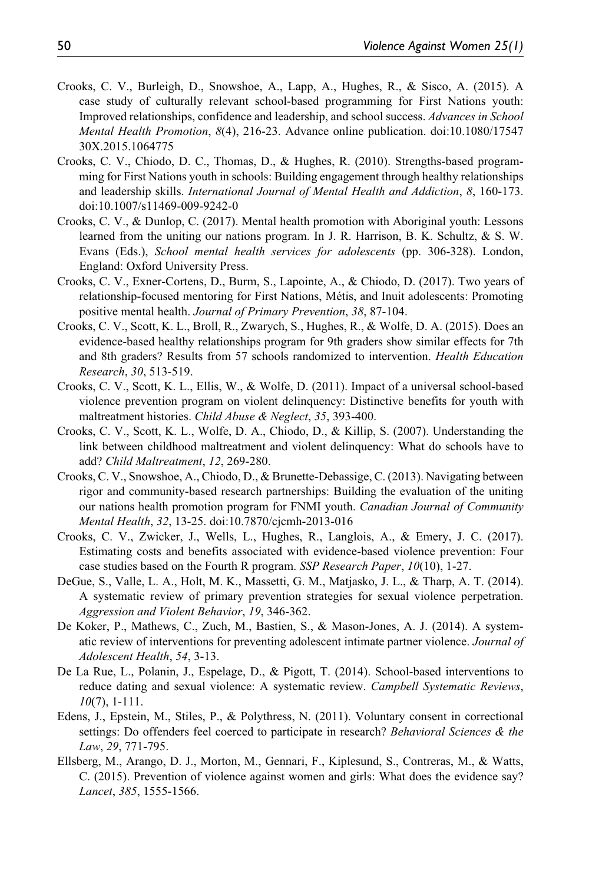Crooks, C. V., Burleigh, D., Snowshoe, A., Lapp, A., Hughes, R., & Sisco, A. (2015). A case study of culturally relevant school-based programming for First Nations youth: Improved relationships, confidence and leadership, and school success. *Advances in School Mental Health Promotion*, *8*(4), 216-23. Advance online publication. doi:10.1080/1754730X.2015.1064775

Crooks, C. V., Chiodo, D. C., Thomas, D., & Hughes, R. (2010). Strengths-based programming for First Nations youth in schools: Building engagement through healthy relationships and leadership skills. *International Journal of Mental Health and Addiction*, *8*, 160-173. doi:10.1007/s11469-009-9242-0

Crooks, C. V., & Dunlop, C. (2017). Mental health promotion with Aboriginal youth: Lessons learned from the uniting our nations program. In J. R. Harrison, B. K. Schultz, & S. W. Evans (Eds.), *School mental health services for adolescents* (pp. 306-328). London, England: Oxford University Press.

Crooks, C. V., Exner-Cortens, D., Burm, S., Lapointe, A., & Chiodo, D. (2017). Two years of relationship-focused mentoring for First Nations, Métis, and Inuit adolescents: Promoting positive mental health. *Journal of Primary Prevention*, *38*, 87-104.

Crooks, C. V., Scott, K. L., Broll, R., Zwarych, S., Hughes, R., & Wolfe, D. A. (2015). Does an evidence-based healthy relationships program for 9th graders show similar effects for 7th and 8th graders? Results from 57 schools randomized to intervention. *Health Education Research*, *30*, 513-519.

Crooks, C. V., Scott, K. L., Ellis, W., & Wolfe, D. (2011). Impact of a universal school-based violence prevention program on violent delinquency: Distinctive benefits for youth with maltreatment histories. *Child Abuse & Neglect*, *35*, 393-400.

Crooks, C. V., Scott, K. L., Wolfe, D. A., Chiodo, D., & Killip, S. (2007). Understanding the link between childhood maltreatment and violent delinquency: What do schools have to add? *Child Maltreatment*, *12*, 269-280.

Crooks, C. V., Snowshoe, A., Chiodo, D., & Brunette-Debassige, C. (2013). Navigating between rigor and community-based research partnerships: Building the evaluation of the uniting our nations health promotion program for FNMI youth. *Canadian Journal of Community Mental Health*, *32*, 13-25. doi:10.7870/cjcmh-2013-016

Crooks, C. V., Zwicker, J., Wells, L., Hughes, R., Langlois, A., & Emery, J. C. (2017). Estimating costs and benefits associated with evidence-based violence prevention: Four case studies based on the Fourth R program. *SSP Research Paper*, *10*(10), 1-27.

DeGue, S., Valle, L. A., Holt, M. K., Massetti, G. M., Matjasko, J. L., & Tharp, A. T. (2014). A systematic review of primary prevention strategies for sexual violence perpetration. *Aggression and Violent Behavior*, *19*, 346-362.

De Koker, P., Mathews, C., Zuch, M., Bastien, S., & Mason-Jones, A. J. (2014). A systematic review of interventions for preventing adolescent intimate partner violence. *Journal of Adolescent Health*, *54*, 3-13.

De La Rue, L., Polanin, J., Espelage, D., & Pigott, T. (2014). School-based interventions to reduce dating and sexual violence: A systematic review. *Campbell Systematic Reviews*, *10*(7), 1-111.

Edens, J., Epstein, M., Stiles, P., & Polythress, N. (2011). Voluntary consent in correctional settings: Do offenders feel coerced to participate in research? *Behavioral Sciences & the Law*, *29*, 771-795.

Ellsberg, M., Arango, D. J., Morton, M., Gennari, F., Kiplesund, S., Contreras, M., & Watts, C. (2015). Prevention of violence against women and girls: What does the evidence say? *Lancet*, *385*, 1555-1566.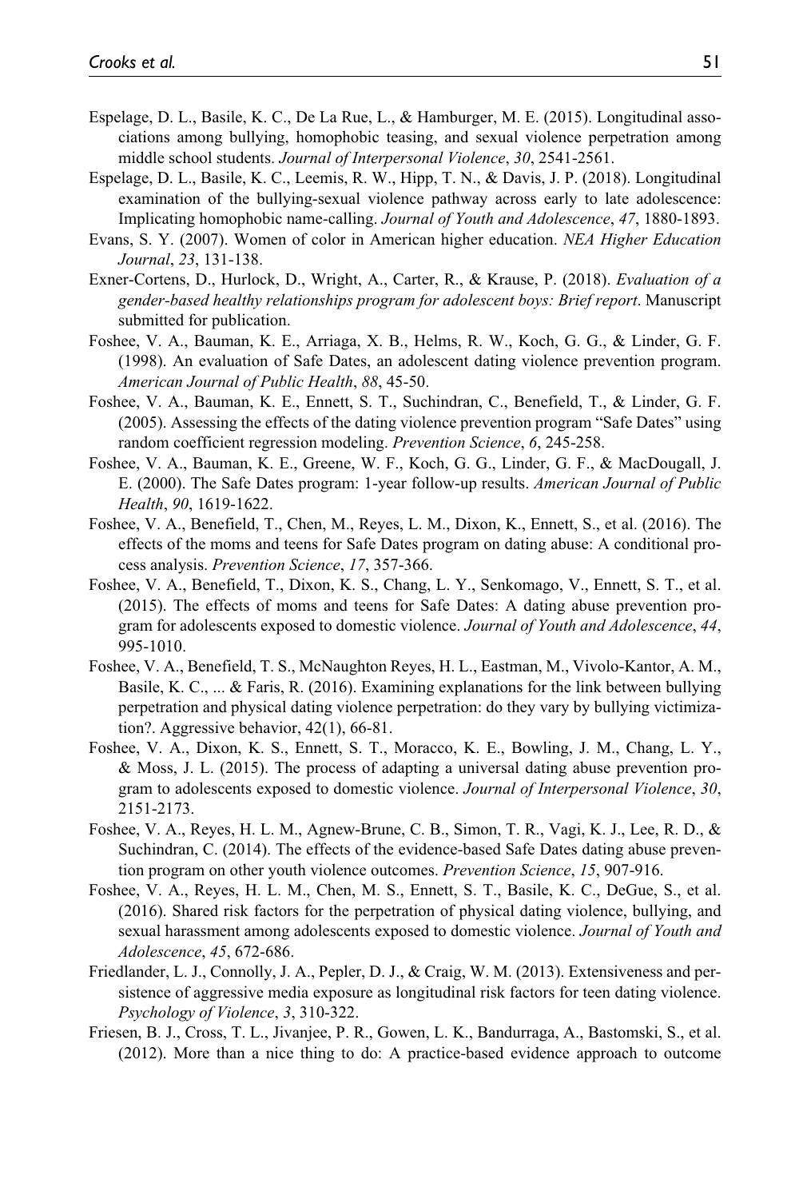Espelage, D. L., Basile, K. C., De La Rue, L., & Hamburger, M. E. (2015). Longitudinal associations among bullying, homophobic teasing, and sexual violence perpetration among middle school students. *Journal of Interpersonal Violence*, *30*, 2541-2561.

Espelage, D. L., Basile, K. C., Leemis, R. W., Hipp, T. N., & Davis, J. P. (2018). Longitudinal examination of the bullying-sexual violence pathway across early to late adolescence: Implicating homophobic name-calling. *Journal of Youth and Adolescence*, *47*, 1880-1893.

Evans, S. Y. (2007). Women of color in American higher education. *NEA Higher Education Journal*, *23*, 131-138.

Exner-Cortens, D., Hurlock, D., Wright, A., Carter, R., & Krause, P. (2018). *Evaluation of a gender-based healthy relationships program for adolescent boys: Brief report*. Manuscript submitted for publication.

Foshee, V. A., Bauman, K. E., Arriaga, X. B., Helms, R. W., Koch, G. G., & Linder, G. F. (1998). An evaluation of Safe Dates, an adolescent dating violence prevention program. *American Journal of Public Health*, *88*, 45-50.

Foshee, V. A., Bauman, K. E., Ennett, S. T., Suchindran, C., Benefield, T., & Linder, G. F. (2005). Assessing the effects of the dating violence prevention program "Safe Dates" using random coefficient regression modeling. *Prevention Science*, *6*, 245-258.

Foshee, V. A., Bauman, K. E., Greene, W. F., Koch, G. G., Linder, G. F., & MacDougall, J. E. (2000). The Safe Dates program: 1-year follow-up results. *American Journal of Public Health*, *90*, 1619-1622.

Foshee, V. A., Benefield, T., Chen, M., Reyes, L. M., Dixon, K., Ennett, S., et al. (2016). The effects of the moms and teens for Safe Dates program on dating abuse: A conditional process analysis. *Prevention Science*, *17*, 357-366.

Foshee, V. A., Benefield, T., Dixon, K. S., Chang, L. Y., Senkomago, V., Ennett, S. T., et al. (2015). The effects of moms and teens for Safe Dates: A dating abuse prevention program for adolescents exposed to domestic violence. *Journal of Youth and Adolescence*, *44*, 995-1010.

Foshee, V. A., Benefield, T. S., McNaughton Reyes, H. L., Eastman, M., Vivolo-Kantor, A. M., Basile, K. C., ... & Faris, R. (2016). Examining explanations for the link between bullying perpetration and physical dating violence perpetration: do they vary by bullying victimization?. Aggressive behavior, 42(1), 66-81.

Foshee, V. A., Dixon, K. S., Ennett, S. T., Moracco, K. E., Bowling, J. M., Chang, L. Y., & Moss, J. L. (2015). The process of adapting a universal dating abuse prevention program to adolescents exposed to domestic violence. *Journal of Interpersonal Violence*, *30*, 2151-2173.

Foshee, V. A., Reyes, H. L. M., Agnew-Brune, C. B., Simon, T. R., Vagi, K. J., Lee, R. D., & Suchindran, C. (2014). The effects of the evidence-based Safe Dates dating abuse prevention program on other youth violence outcomes. *Prevention Science*, *15*, 907-916.

Foshee, V. A., Reyes, H. L. M., Chen, M. S., Ennett, S. T., Basile, K. C., DeGue, S., et al. (2016). Shared risk factors for the perpetration of physical dating violence, bullying, and sexual harassment among adolescents exposed to domestic violence. *Journal of Youth and Adolescence*, *45*, 672-686.

Friedlander, L. J., Connolly, J. A., Pepler, D. J., & Craig, W. M. (2013). Extensiveness and persistence of aggressive media exposure as longitudinal risk factors for teen dating violence. *Psychology of Violence*, *3*, 310-322.

Friesen, B. J., Cross, T. L., Jivanjee, P. R., Gowen, L. K., Bandurraga, A., Bastomski, S., et al. (2012). More than a nice thing to do: A practice-based evidence approach to outcome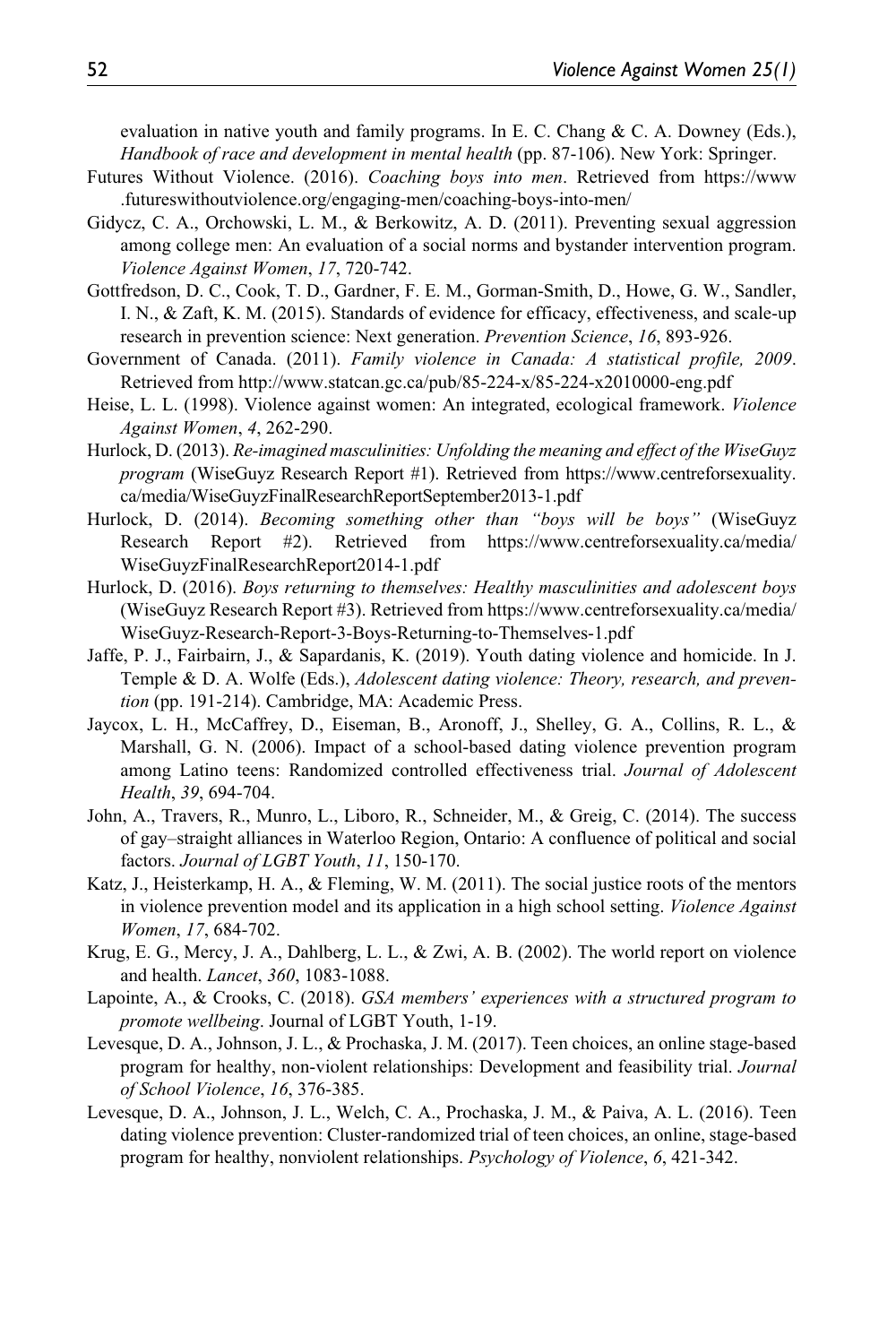evaluation in native youth and family programs. In E. C. Chang & C. A. Downey (Eds.), *Handbook of race and development in mental health* (pp. 87-106). New York: Springer.

Futures Without Violence. (2016). *Coaching boys into men*. Retrieved from https://www.futureswithoutviolence.org/engaging-men/coaching-boys-into-men/

Gidycz, C. A., Orchowski, L. M., & Berkowitz, A. D. (2011). Preventing sexual aggression among college men: An evaluation of a social norms and bystander intervention program. *Violence Against Women*, *17*, 720-742.

Gottfredson, D. C., Cook, T. D., Gardner, F. E. M., Gorman-Smith, D., Howe, G. W., Sandler, I. N., & Zaft, K. M. (2015). Standards of evidence for efficacy, effectiveness, and scale-up research in prevention science: Next generation. *Prevention Science*, *16*, 893-926.

Government of Canada. (2011). *Family violence in Canada: A statistical profile, 2009*. Retrieved from http://www.statcan.gc.ca/pub/85-224-x/85-224-x2010000-eng.pdf

Heise, L. L. (1998). Violence against women: An integrated, ecological framework. *Violence Against Women*, *4*, 262-290.

Hurlock, D. (2013). *Re-imagined masculinities: Unfolding the meaning and effect of the WiseGuyz program* (WiseGuyz Research Report #1). Retrieved from https://www.centreforsexuality.ca/media/WiseGuyzFinalResearchReportSeptember2013-1.pdf

Hurlock, D. (2014). *Becoming something other than "boys will be boys"* (WiseGuyz Research Report #2). Retrieved from https://www.centreforsexuality.ca/media/WiseGuyzFinalResearchReport2014-1.pdf

Hurlock, D. (2016). *Boys returning to themselves: Healthy masculinities and adolescent boys* (WiseGuyz Research Report #3). Retrieved from https://www.centreforsexuality.ca/media/WiseGuyz-Research-Report-3-Boys-Returning-to-Themselves-1.pdf

Jaffe, P. J., Fairbairn, J., & Sapardanis, K. (2019). Youth dating violence and homicide. In J. Temple & D. A. Wolfe (Eds.), *Adolescent dating violence: Theory, research, and prevention* (pp. 191-214). Cambridge, MA: Academic Press.

Jaycox, L. H., McCaffrey, D., Eiseman, B., Aronoff, J., Shelley, G. A., Collins, R. L., & Marshall, G. N. (2006). Impact of a school-based dating violence prevention program among Latino teens: Randomized controlled effectiveness trial. *Journal of Adolescent Health*, *39*, 694-704.

John, A., Travers, R., Munro, L., Liboro, R., Schneider, M., & Greig, C. (2014). The success of gay–straight alliances in Waterloo Region, Ontario: A confluence of political and social factors. *Journal of LGBT Youth*, *11*, 150-170.

Katz, J., Heisterkamp, H. A., & Fleming, W. M. (2011). The social justice roots of the mentors in violence prevention model and its application in a high school setting. *Violence Against Women*, *17*, 684-702.

Krug, E. G., Mercy, J. A., Dahlberg, L. L., & Zwi, A. B. (2002). The world report on violence and health. *Lancet*, *360*, 1083-1088.

Lapointe, A., & Crooks, C. (2018). *GSA members' experiences with a structured program to promote wellbeing*. Journal of LGBT Youth, 1-19.

Levesque, D. A., Johnson, J. L., & Prochaska, J. M. (2017). Teen choices, an online stage-based program for healthy, non-violent relationships: Development and feasibility trial. *Journal of School Violence*, *16*, 376-385.

Levesque, D. A., Johnson, J. L., Welch, C. A., Prochaska, J. M., & Paiva, A. L. (2016). Teen dating violence prevention: Cluster-randomized trial of teen choices, an online, stage-based program for healthy, nonviolent relationships. *Psychology of Violence*, *6*, 421-342.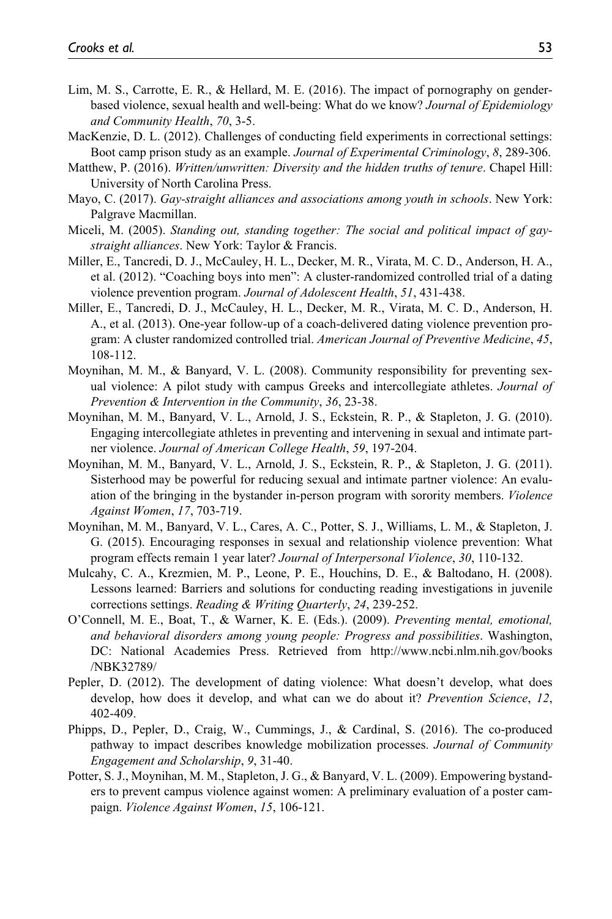Lim, M. S., Carrotte, E. R., & Hellard, M. E. (2016). The impact of pornography on gender-based violence, sexual health and well-being: What do we know? *Journal of Epidemiology and Community Health*, *70*, 3-5.

MacKenzie, D. L. (2012). Challenges of conducting field experiments in correctional settings: Boot camp prison study as an example. *Journal of Experimental Criminology*, *8*, 289-306.

Matthew, P. (2016). *Written/unwritten: Diversity and the hidden truths of tenure*. Chapel Hill: University of North Carolina Press.

Mayo, C. (2017). *Gay-straight alliances and associations among youth in schools*. New York: Palgrave Macmillan.

Miceli, M. (2005). *Standing out, standing together: The social and political impact of gay-straight alliances*. New York: Taylor & Francis.

Miller, E., Tancredi, D. J., McCauley, H. L., Decker, M. R., Virata, M. C. D., Anderson, H. A., et al. (2012). "Coaching boys into men": A cluster-randomized controlled trial of a dating violence prevention program. *Journal of Adolescent Health*, *51*, 431-438.

Miller, E., Tancredi, D. J., McCauley, H. L., Decker, M. R., Virata, M. C. D., Anderson, H. A., et al. (2013). One-year follow-up of a coach-delivered dating violence prevention program: A cluster randomized controlled trial. *American Journal of Preventive Medicine*, *45*, 108-112.

Moynihan, M. M., & Banyard, V. L. (2008). Community responsibility for preventing sexual violence: A pilot study with campus Greeks and intercollegiate athletes. *Journal of Prevention & Intervention in the Community*, *36*, 23-38.

Moynihan, M. M., Banyard, V. L., Arnold, J. S., Eckstein, R. P., & Stapleton, J. G. (2010). Engaging intercollegiate athletes in preventing and intervening in sexual and intimate partner violence. *Journal of American College Health*, *59*, 197-204.

Moynihan, M. M., Banyard, V. L., Arnold, J. S., Eckstein, R. P., & Stapleton, J. G. (2011). Sisterhood may be powerful for reducing sexual and intimate partner violence: An evaluation of the bringing in the bystander in-person program with sorority members. *Violence Against Women*, *17*, 703-719.

Moynihan, M. M., Banyard, V. L., Cares, A. C., Potter, S. J., Williams, L. M., & Stapleton, J. G. (2015). Encouraging responses in sexual and relationship violence prevention: What program effects remain 1 year later? *Journal of Interpersonal Violence*, *30*, 110-132.

Mulcahy, C. A., Krezmien, M. P., Leone, P. E., Houchins, D. E., & Baltodano, H. (2008). Lessons learned: Barriers and solutions for conducting reading investigations in juvenile corrections settings. *Reading & Writing Quarterly*, *24*, 239-252.

O'Connell, M. E., Boat, T., & Warner, K. E. (Eds.). (2009). *Preventing mental, emotional, and behavioral disorders among young people: Progress and possibilities*. Washington, DC: National Academies Press. Retrieved from http://www.ncbi.nlm.nih.gov/books/NBK32789/

Pepler, D. (2012). The development of dating violence: What doesn't develop, what does develop, how does it develop, and what can we do about it? *Prevention Science*, *12*, 402-409.

Phipps, D., Pepler, D., Craig, W., Cummings, J., & Cardinal, S. (2016). The co-produced pathway to impact describes knowledge mobilization processes. *Journal of Community Engagement and Scholarship*, *9*, 31-40.

Potter, S. J., Moynihan, M. M., Stapleton, J. G., & Banyard, V. L. (2009). Empowering bystanders to prevent campus violence against women: A preliminary evaluation of a poster campaign. *Violence Against Women*, *15*, 106-121.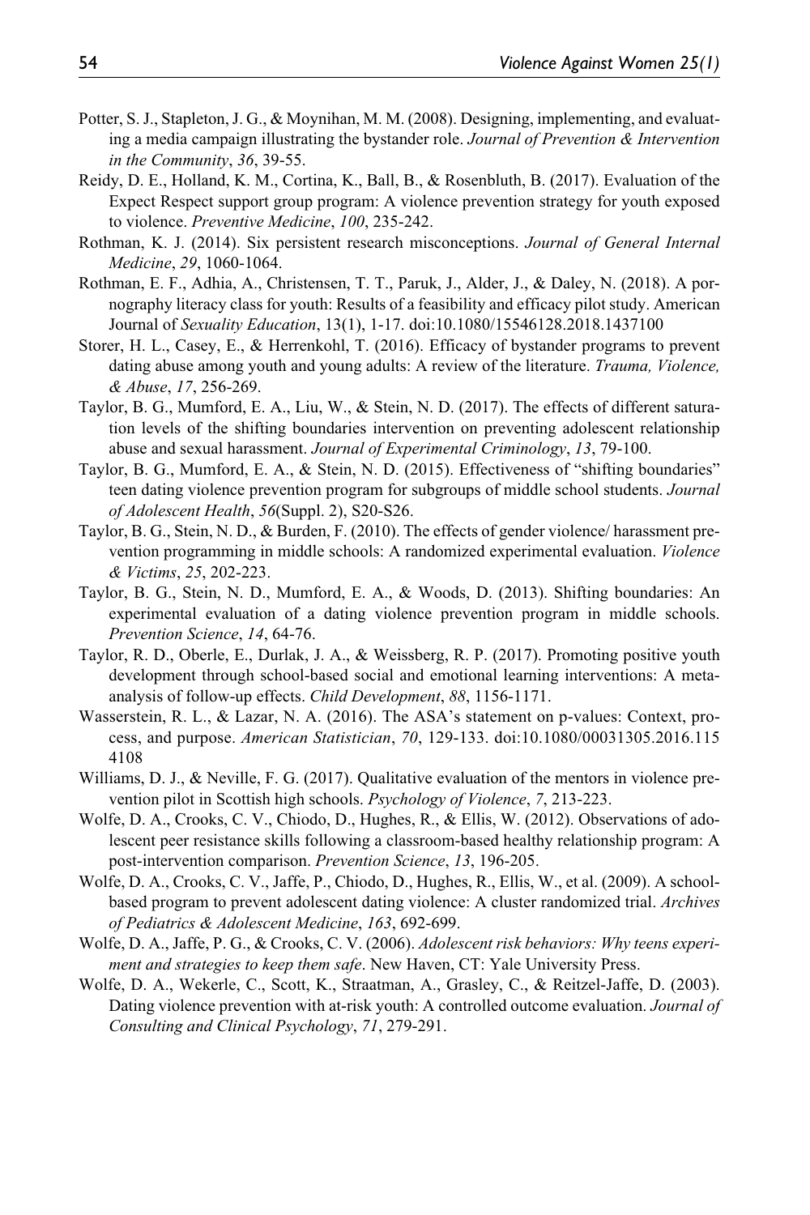Potter, S. J., Stapleton, J. G., & Moynihan, M. M. (2008). Designing, implementing, and evaluating a media campaign illustrating the bystander role. *Journal of Prevention & Intervention in the Community*, *36*, 39-55.

Reidy, D. E., Holland, K. M., Cortina, K., Ball, B., & Rosenbluth, B. (2017). Evaluation of the Expect Respect support group program: A violence prevention strategy for youth exposed to violence. *Preventive Medicine*, *100*, 235-242.

Rothman, K. J. (2014). Six persistent research misconceptions. *Journal of General Internal Medicine*, *29*, 1060-1064.

Rothman, E. F., Adhia, A., Christensen, T. T., Paruk, J., Alder, J., & Daley, N. (2018). A pornography literacy class for youth: Results of a feasibility and efficacy pilot study. American Journal of *Sexuality Education*, 13(1), 1-17. doi:10.1080/15546128.2018.1437100

Storer, H. L., Casey, E., & Herrenkohl, T. (2016). Efficacy of bystander programs to prevent dating abuse among youth and young adults: A review of the literature. *Trauma, Violence, & Abuse*, *17*, 256-269.

Taylor, B. G., Mumford, E. A., Liu, W., & Stein, N. D. (2017). The effects of different saturation levels of the shifting boundaries intervention on preventing adolescent relationship abuse and sexual harassment. *Journal of Experimental Criminology*, *13*, 79-100.

Taylor, B. G., Mumford, E. A., & Stein, N. D. (2015). Effectiveness of "shifting boundaries" teen dating violence prevention program for subgroups of middle school students. *Journal of Adolescent Health*, *56*(Suppl. 2), S20-S26.

Taylor, B. G., Stein, N. D., & Burden, F. (2010). The effects of gender violence/ harassment prevention programming in middle schools: A randomized experimental evaluation. *Violence & Victims*, *25*, 202-223.

Taylor, B. G., Stein, N. D., Mumford, E. A., & Woods, D. (2013). Shifting boundaries: An experimental evaluation of a dating violence prevention program in middle schools. *Prevention Science*, *14*, 64-76.

Taylor, R. D., Oberle, E., Durlak, J. A., & Weissberg, R. P. (2017). Promoting positive youth development through school-based social and emotional learning interventions: A meta-analysis of follow-up effects. *Child Development*, *88*, 1156-1171.

Wasserstein, R. L., & Lazar, N. A. (2016). The ASA's statement on p-values: Context, process, and purpose. *American Statistician*, *70*, 129-133. doi:10.1080/00031305.2016.1154108

Williams, D. J., & Neville, F. G. (2017). Qualitative evaluation of the mentors in violence prevention pilot in Scottish high schools. *Psychology of Violence*, *7*, 213-223.

Wolfe, D. A., Crooks, C. V., Chiodo, D., Hughes, R., & Ellis, W. (2012). Observations of adolescent peer resistance skills following a classroom-based healthy relationship program: A post-intervention comparison. *Prevention Science*, *13*, 196-205.

Wolfe, D. A., Crooks, C. V., Jaffe, P., Chiodo, D., Hughes, R., Ellis, W., et al. (2009). A school-based program to prevent adolescent dating violence: A cluster randomized trial. *Archives of Pediatrics & Adolescent Medicine*, *163*, 692-699.

Wolfe, D. A., Jaffe, P. G., & Crooks, C. V. (2006). *Adolescent risk behaviors: Why teens experiment and strategies to keep them safe*. New Haven, CT: Yale University Press.

Wolfe, D. A., Wekerle, C., Scott, K., Straatman, A., Grasley, C., & Reitzel-Jaffe, D. (2003). Dating violence prevention with at-risk youth: A controlled outcome evaluation. *Journal of Consulting and Clinical Psychology*, *71*, 279-291.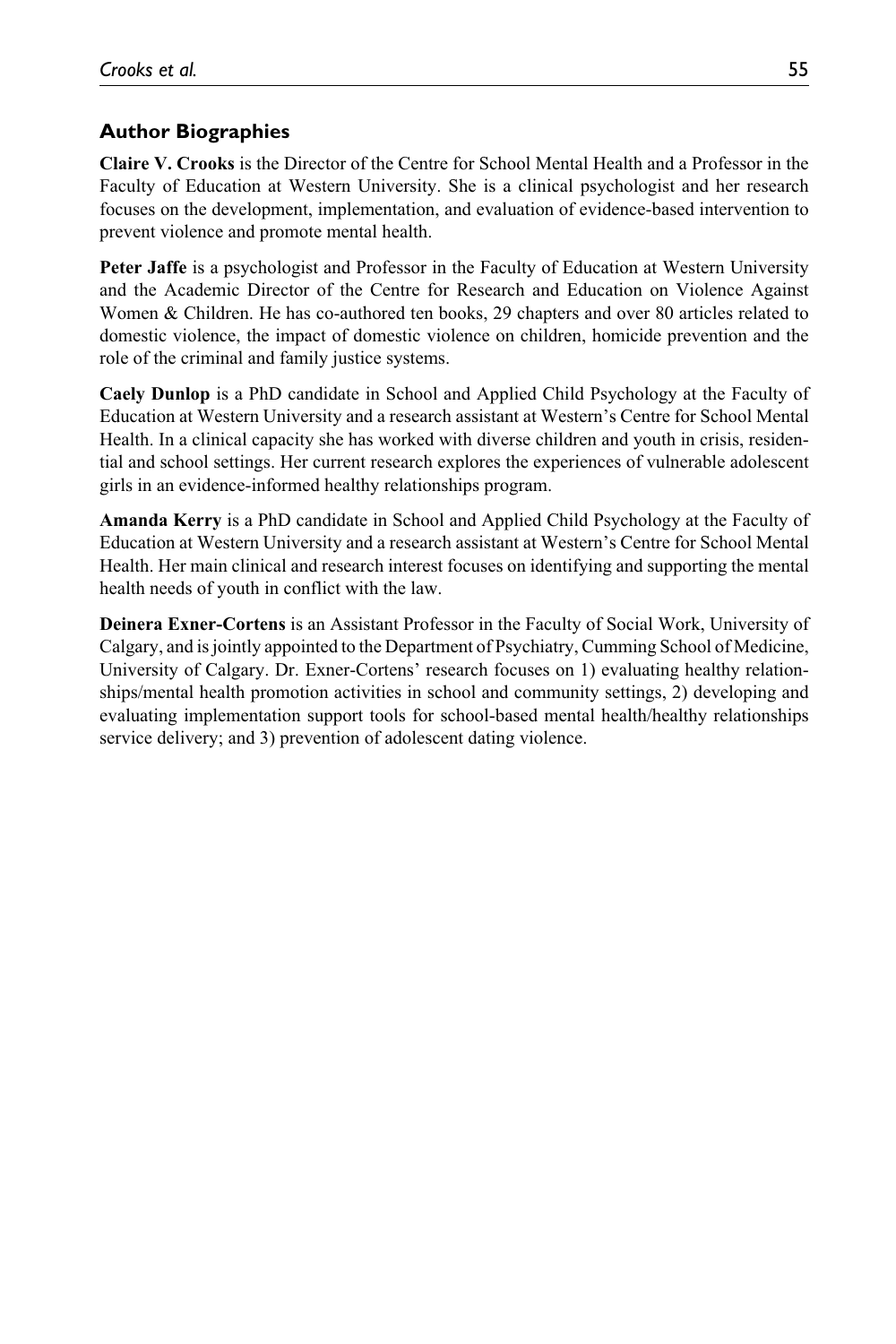## Author Biographies

**Claire V. Crooks** is the Director of the Centre for School Mental Health and a Professor in the Faculty of Education at Western University. She is a clinical psychologist and her research focuses on the development, implementation, and evaluation of evidence-based intervention to prevent violence and promote mental health.

**Peter Jaffe** is a psychologist and Professor in the Faculty of Education at Western University and the Academic Director of the Centre for Research and Education on Violence Against Women & Children. He has co-authored ten books, 29 chapters and over 80 articles related to domestic violence, the impact of domestic violence on children, homicide prevention and the role of the criminal and family justice systems.

**Caely Dunlop** is a PhD candidate in School and Applied Child Psychology at the Faculty of Education at Western University and a research assistant at Western's Centre for School Mental Health. In a clinical capacity she has worked with diverse children and youth in crisis, residential and school settings. Her current research explores the experiences of vulnerable adolescent girls in an evidence-informed healthy relationships program.

**Amanda Kerry** is a PhD candidate in School and Applied Child Psychology at the Faculty of Education at Western University and a research assistant at Western's Centre for School Mental Health. Her main clinical and research interest focuses on identifying and supporting the mental health needs of youth in conflict with the law.

**Deinera Exner-Cortens** is an Assistant Professor in the Faculty of Social Work, University of Calgary, and is jointly appointed to the Department of Psychiatry, Cumming School of Medicine, University of Calgary. Dr. Exner-Cortens' research focuses on 1) evaluating healthy relationships/mental health promotion activities in school and community settings, 2) developing and evaluating implementation support tools for school-based mental health/healthy relationships service delivery; and 3) prevention of adolescent dating violence.